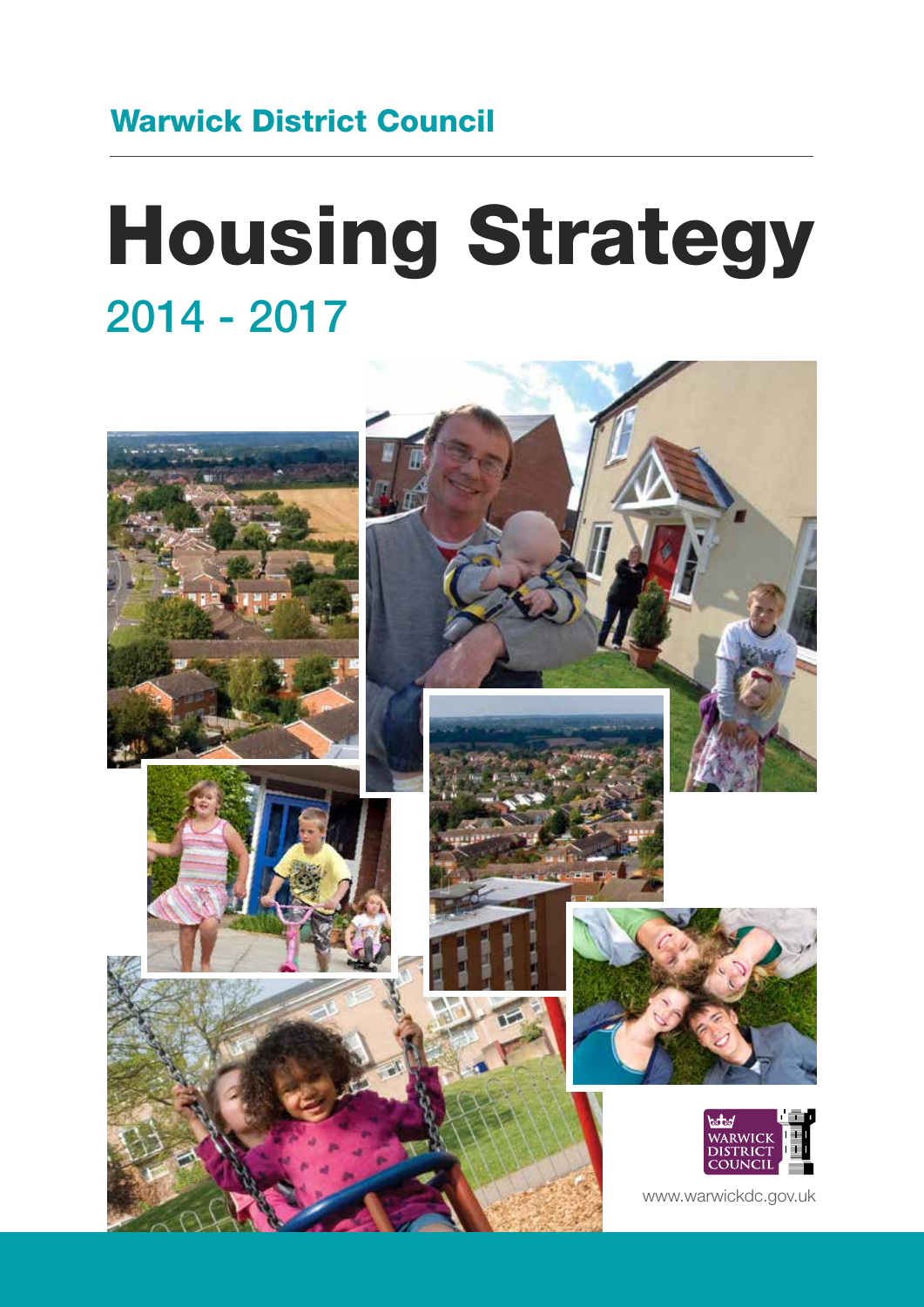Warwick District Council

# Housing Strategy

## 2014 - 2017

WARWICK DISTRICT COUNCIL

www.warwickdc.gov.uk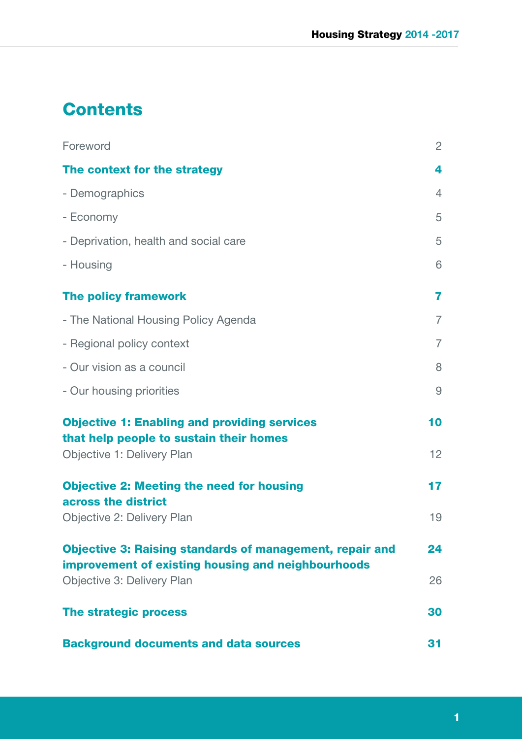# Contents

| | |
|---|---|
| Foreword | 2 |
| **The context for the strategy** | **4** |
| - Demographics | 4 |
| - Economy | 5 |
| - Deprivation, health and social care | 5 |
| - Housing | 6 |
| **The policy framework** | **7** |
| - The National Housing Policy Agenda | 7 |
| - Regional policy context | 7 |
| - Our vision as a council | 8 |
| - Our housing priorities | 9 |
| **Objective 1: Enabling and providing services that help people to sustain their homes** | **10** |
| Objective 1: Delivery Plan | 12 |
| **Objective 2: Meeting the need for housing across the district** | **17** |
| Objective 2: Delivery Plan | 19 |
| **Objective 3: Raising standards of management, repair and improvement of existing housing and neighbourhoods** | **24** |
| Objective 3: Delivery Plan | 26 |
| **The strategic process** | **30** |
| **Background documents and data sources** | **31** |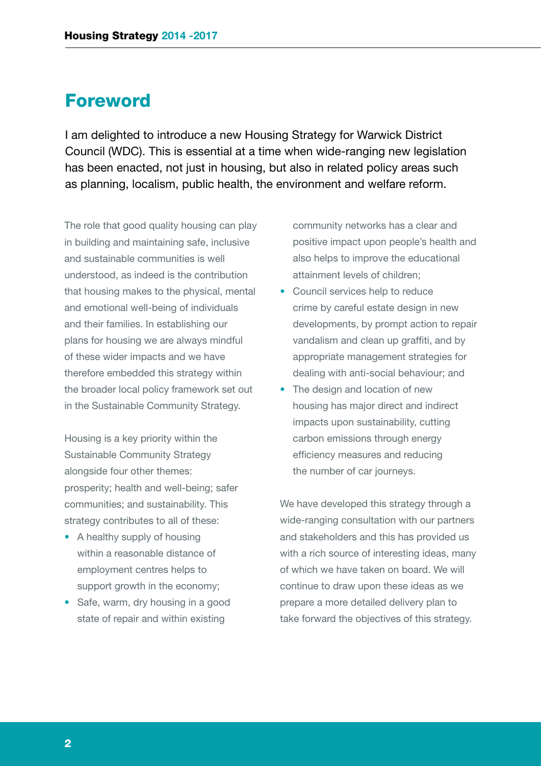# Foreword

I am delighted to introduce a new Housing Strategy for Warwick District Council (WDC). This is essential at a time when wide-ranging new legislation has been enacted, not just in housing, but also in related policy areas such as planning, localism, public health, the environment and welfare reform.

The role that good quality housing can play in building and maintaining safe, inclusive and sustainable communities is well understood, as indeed is the contribution that housing makes to the physical, mental and emotional well-being of individuals and their families. In establishing our plans for housing we are always mindful of these wider impacts and we have therefore embedded this strategy within the broader local policy framework set out in the Sustainable Community Strategy.

Housing is a key priority within the Sustainable Community Strategy alongside four other themes: prosperity; health and well-being; safer communities; and sustainability. This strategy contributes to all of these:

- A healthy supply of housing within a reasonable distance of employment centres helps to support growth in the economy;
- Safe, warm, dry housing in a good state of repair and within existing community networks has a clear and positive impact upon people's health and also helps to improve the educational attainment levels of children;
- Council services help to reduce crime by careful estate design in new developments, by prompt action to repair vandalism and clean up graffiti, and by appropriate management strategies for dealing with anti-social behaviour; and
- The design and location of new housing has major direct and indirect impacts upon sustainability, cutting carbon emissions through energy efficiency measures and reducing the number of car journeys.

We have developed this strategy through a wide-ranging consultation with our partners and stakeholders and this has provided us with a rich source of interesting ideas, many of which we have taken on board. We will continue to draw upon these ideas as we prepare a more detailed delivery plan to take forward the objectives of this strategy.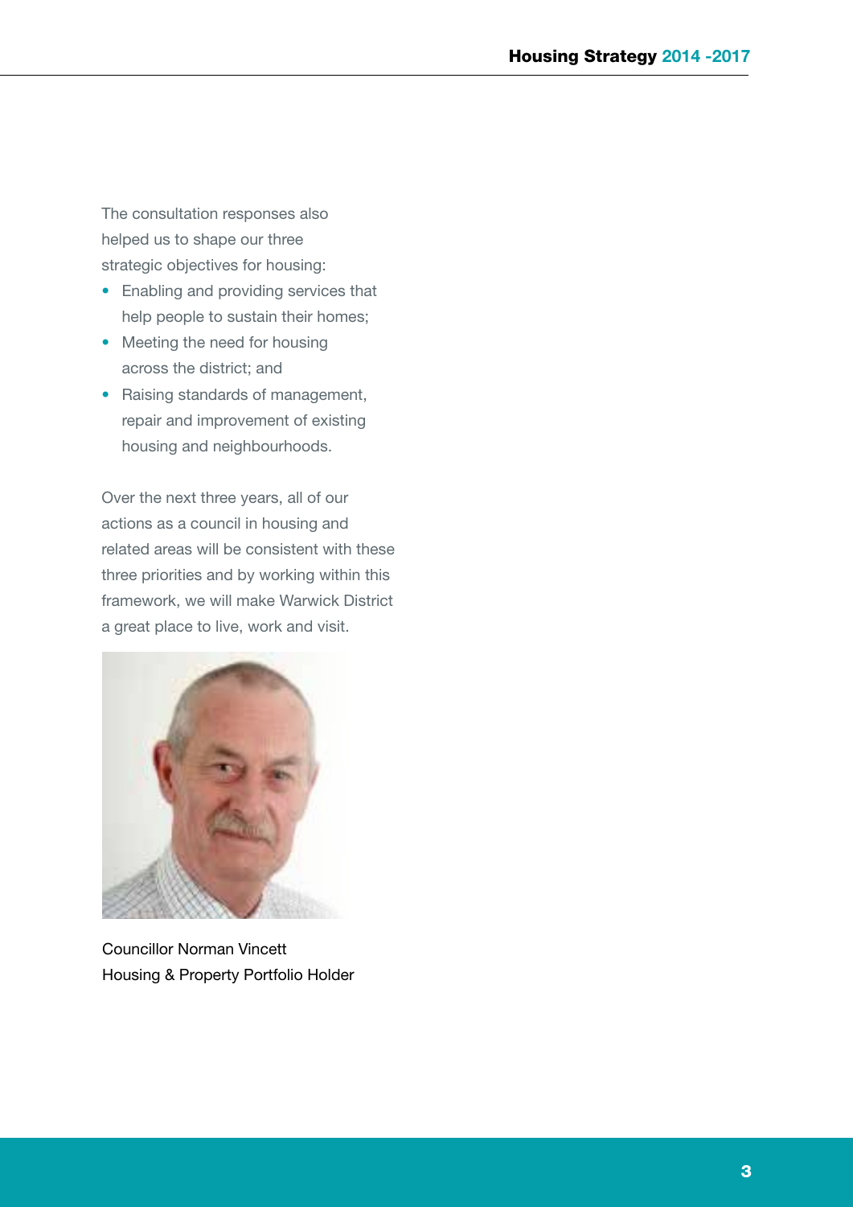The consultation responses also helped us to shape our three strategic objectives for housing:

- Enabling and providing services that help people to sustain their homes;
- Meeting the need for housing across the district; and
- Raising standards of management, repair and improvement of existing housing and neighbourhoods.

Over the next three years, all of our actions as a council in housing and related areas will be consistent with these three priorities and by working within this framework, we will make Warwick District a great place to live, work and visit.

Councillor Norman Vincett
Housing & Property Portfolio Holder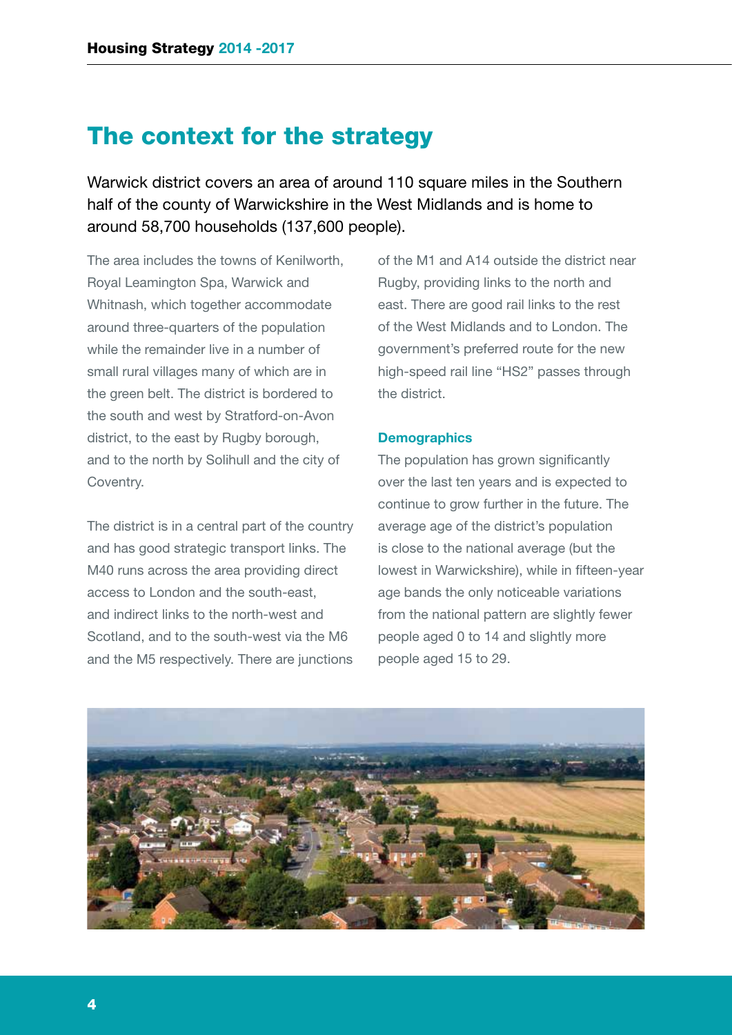# The context for the strategy

Warwick district covers an area of around 110 square miles in the Southern half of the county of Warwickshire in the West Midlands and is home to around 58,700 households (137,600 people).

The area includes the towns of Kenilworth, Royal Leamington Spa, Warwick and Whitnash, which together accommodate around three-quarters of the population while the remainder live in a number of small rural villages many of which are in the green belt. The district is bordered to the south and west by Stratford-on-Avon district, to the east by Rugby borough, and to the north by Solihull and the city of Coventry.

The district is in a central part of the country and has good strategic transport links. The M40 runs across the area providing direct access to London and the south-east, and indirect links to the north-west and Scotland, and to the south-west via the M6 and the M5 respectively. There are junctions of the M1 and A14 outside the district near Rugby, providing links to the north and east. There are good rail links to the rest of the West Midlands and to London. The government's preferred route for the new high-speed rail line "HS2" passes through the district.

### Demographics

The population has grown significantly over the last ten years and is expected to continue to grow further in the future. The average age of the district's population is close to the national average (but the lowest in Warwickshire), while in fifteen-year age bands the only noticeable variations from the national pattern are slightly fewer people aged 0 to 14 and slightly more people aged 15 to 29.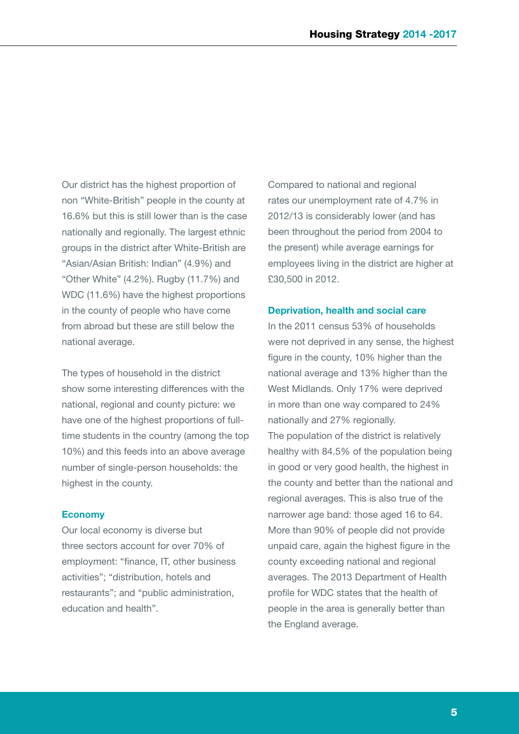Our district has the highest proportion of non "White-British" people in the county at 16.6% but this is still lower than is the case nationally and regionally. The largest ethnic groups in the district after White-British are "Asian/Asian British: Indian" (4.9%) and "Other White" (4.2%). Rugby (11.7%) and WDC (11.6%) have the highest proportions in the county of people who have come from abroad but these are still below the national average.

The types of household in the district show some interesting differences with the national, regional and county picture: we have one of the highest proportions of full-time students in the country (among the top 10%) and this feeds into an above average number of single-person households: the highest in the county.

### Economy

Our local economy is diverse but three sectors account for over 70% of employment: "finance, IT, other business activities"; "distribution, hotels and restaurants"; and "public administration, education and health".

Compared to national and regional rates our unemployment rate of 4.7% in 2012/13 is considerably lower (and has been throughout the period from 2004 to the present) while average earnings for employees living in the district are higher at £30,500 in 2012.

### Deprivation, health and social care

In the 2011 census 53% of households were not deprived in any sense, the highest figure in the county, 10% higher than the national average and 13% higher than the West Midlands. Only 17% were deprived in more than one way compared to 24% nationally and 27% regionally.

The population of the district is relatively healthy with 84.5% of the population being in good or very good health, the highest in the county and better than the national and regional averages. This is also true of the narrower age band: those aged 16 to 64. More than 90% of people did not provide unpaid care, again the highest figure in the county exceeding national and regional averages. The 2013 Department of Health profile for WDC states that the health of people in the area is generally better than the England average.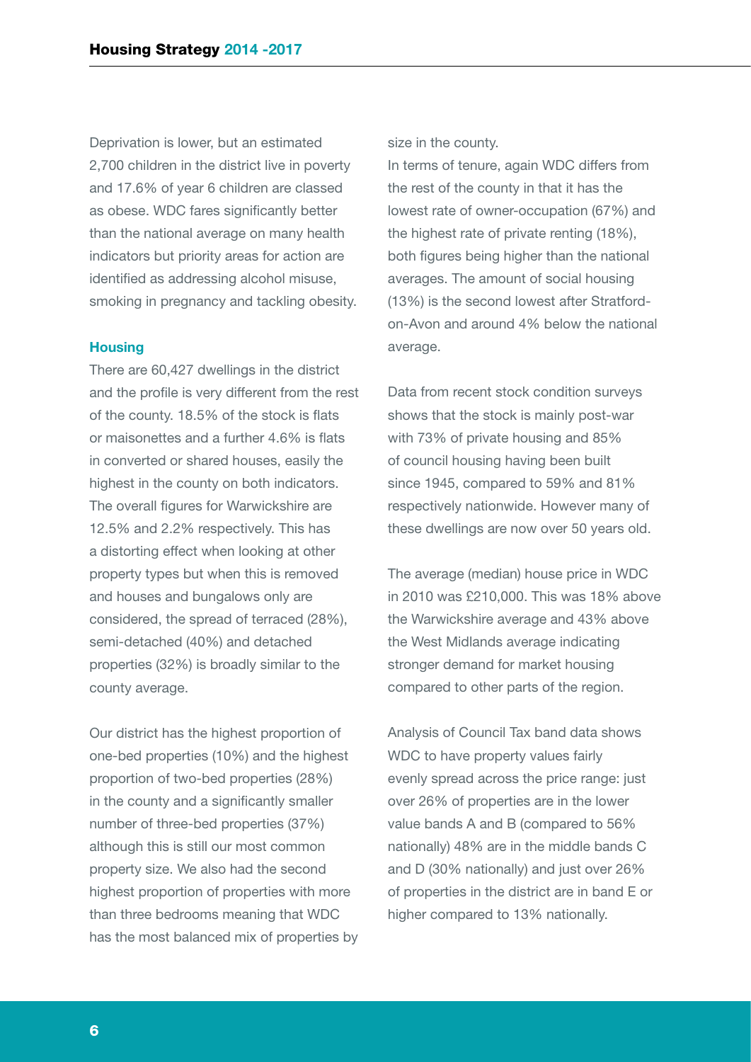Deprivation is lower, but an estimated 2,700 children in the district live in poverty and 17.6% of year 6 children are classed as obese. WDC fares significantly better than the national average on many health indicators but priority areas for action are identified as addressing alcohol misuse, smoking in pregnancy and tackling obesity.

### Housing

There are 60,427 dwellings in the district and the profile is very different from the rest of the county. 18.5% of the stock is flats or maisonettes and a further 4.6% is flats in converted or shared houses, easily the highest in the county on both indicators. The overall figures for Warwickshire are 12.5% and 2.2% respectively. This has a distorting effect when looking at other property types but when this is removed and houses and bungalows only are considered, the spread of terraced (28%), semi-detached (40%) and detached properties (32%) is broadly similar to the county average.

Our district has the highest proportion of one-bed properties (10%) and the highest proportion of two-bed properties (28%) in the county and a significantly smaller number of three-bed properties (37%) although this is still our most common property size. We also had the second highest proportion of properties with more than three bedrooms meaning that WDC has the most balanced mix of properties by size in the county.

In terms of tenure, again WDC differs from the rest of the county in that it has the lowest rate of owner-occupation (67%) and the highest rate of private renting (18%), both figures being higher than the national averages. The amount of social housing (13%) is the second lowest after Stratford-on-Avon and around 4% below the national average.

Data from recent stock condition surveys shows that the stock is mainly post-war with 73% of private housing and 85% of council housing having been built since 1945, compared to 59% and 81% respectively nationwide. However many of these dwellings are now over 50 years old.

The average (median) house price in WDC in 2010 was £210,000. This was 18% above the Warwickshire average and 43% above the West Midlands average indicating stronger demand for market housing compared to other parts of the region.

Analysis of Council Tax band data shows WDC to have property values fairly evenly spread across the price range: just over 26% of properties are in the lower value bands A and B (compared to 56% nationally) 48% are in the middle bands C and D (30% nationally) and just over 26% of properties in the district are in band E or higher compared to 13% nationally.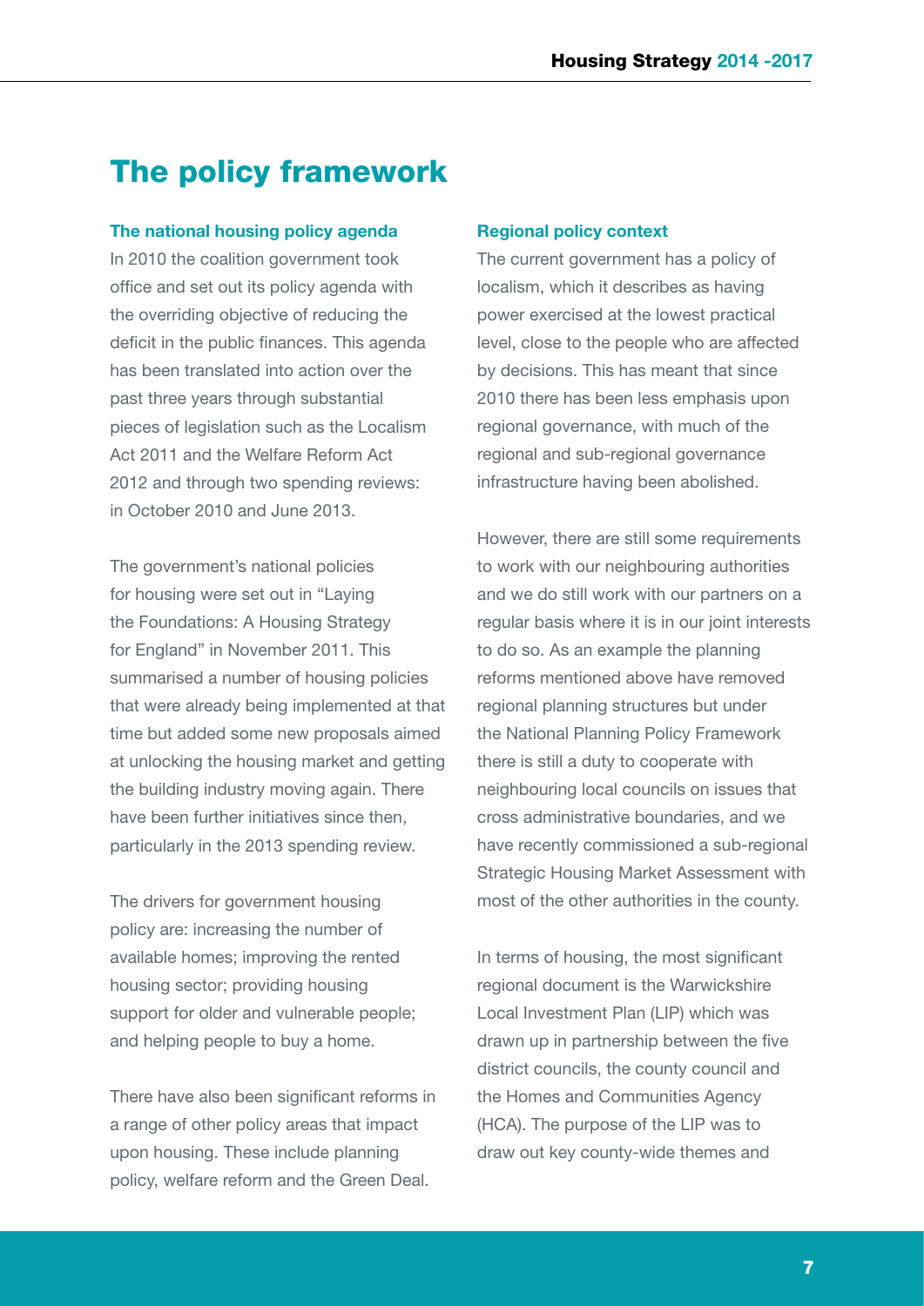## The policy framework

### The national housing policy agenda

In 2010 the coalition government took office and set out its policy agenda with the overriding objective of reducing the deficit in the public finances. This agenda has been translated into action over the past three years through substantial pieces of legislation such as the Localism Act 2011 and the Welfare Reform Act 2012 and through two spending reviews: in October 2010 and June 2013.

The government's national policies for housing were set out in "Laying the Foundations: A Housing Strategy for England" in November 2011. This summarised a number of housing policies that were already being implemented at that time but added some new proposals aimed at unlocking the housing market and getting the building industry moving again. There have been further initiatives since then, particularly in the 2013 spending review.

The drivers for government housing policy are: increasing the number of available homes; improving the rented housing sector; providing housing support for older and vulnerable people; and helping people to buy a home.

There have also been significant reforms in a range of other policy areas that impact upon housing. These include planning policy, welfare reform and the Green Deal.

### Regional policy context

The current government has a policy of localism, which it describes as having power exercised at the lowest practical level, close to the people who are affected by decisions. This has meant that since 2010 there has been less emphasis upon regional governance, with much of the regional and sub-regional governance infrastructure having been abolished.

However, there are still some requirements to work with our neighbouring authorities and we do still work with our partners on a regular basis where it is in our joint interests to do so. As an example the planning reforms mentioned above have removed regional planning structures but under the National Planning Policy Framework there is still a duty to cooperate with neighbouring local councils on issues that cross administrative boundaries, and we have recently commissioned a sub-regional Strategic Housing Market Assessment with most of the other authorities in the county.

In terms of housing, the most significant regional document is the Warwickshire Local Investment Plan (LIP) which was drawn up in partnership between the five district councils, the county council and the Homes and Communities Agency (HCA). The purpose of the LIP was to draw out key county-wide themes and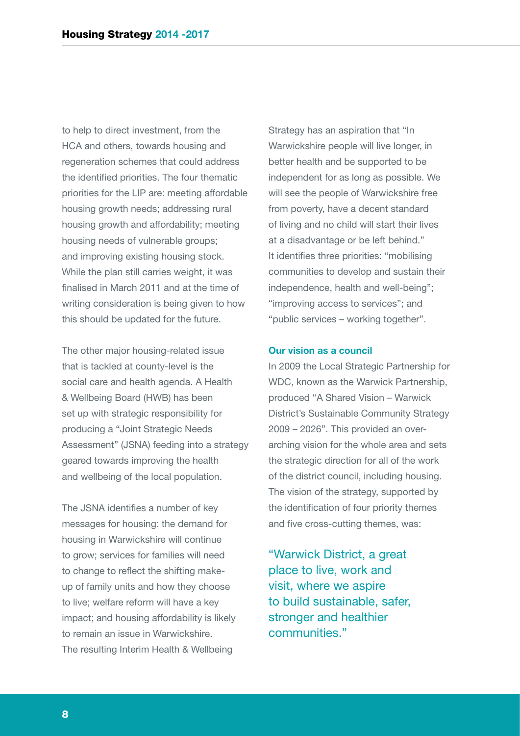to help to direct investment, from the HCA and others, towards housing and regeneration schemes that could address the identified priorities. The four thematic priorities for the LIP are: meeting affordable housing growth needs; addressing rural housing growth and affordability; meeting housing needs of vulnerable groups; and improving existing housing stock. While the plan still carries weight, it was finalised in March 2011 and at the time of writing consideration is being given to how this should be updated for the future.

The other major housing-related issue that is tackled at county-level is the social care and health agenda. A Health & Wellbeing Board (HWB) has been set up with strategic responsibility for producing a "Joint Strategic Needs Assessment" (JSNA) feeding into a strategy geared towards improving the health and wellbeing of the local population.

The JSNA identifies a number of key messages for housing: the demand for housing in Warwickshire will continue to grow; services for families will need to change to reflect the shifting make-up of family units and how they choose to live; welfare reform will have a key impact; and housing affordability is likely to remain an issue in Warwickshire. The resulting Interim Health & Wellbeing Strategy has an aspiration that "In Warwickshire people will live longer, in better health and be supported to be independent for as long as possible. We will see the people of Warwickshire free from poverty, have a decent standard of living and no child will start their lives at a disadvantage or be left behind." It identifies three priorities: "mobilising communities to develop and sustain their independence, health and well-being"; "improving access to services"; and "public services – working together".

### Our vision as a council

In 2009 the Local Strategic Partnership for WDC, known as the Warwick Partnership, produced "A Shared Vision – Warwick District's Sustainable Community Strategy 2009 – 2026". This provided an over-arching vision for the whole area and sets the strategic direction for all of the work of the district council, including housing. The vision of the strategy, supported by the identification of four priority themes and five cross-cutting themes, was:

> "Warwick District, a great place to live, work and visit, where we aspire to build sustainable, safer, stronger and healthier communities."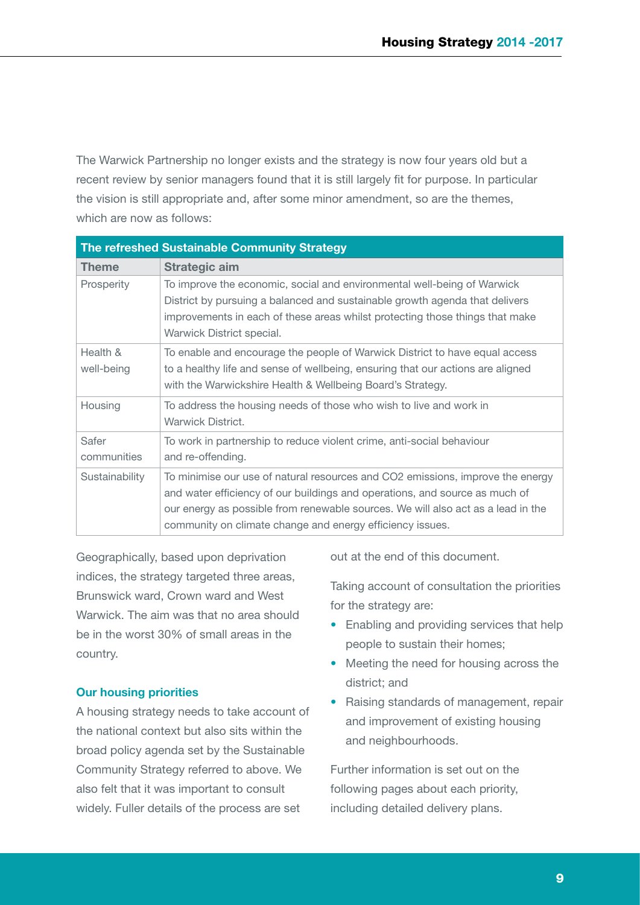The Warwick Partnership no longer exists and the strategy is now four years old but a recent review by senior managers found that it is still largely fit for purpose. In particular the vision is still appropriate and, after some minor amendment, so are the themes, which are now as follows:

| The refreshed Sustainable Community Strategy | |
|---|---|
| **Theme** | **Strategic aim** |
| Prosperity | To improve the economic, social and environmental well-being of Warwick District by pursuing a balanced and sustainable growth agenda that delivers improvements in each of these areas whilst protecting those things that make Warwick District special. |
| Health & well-being | To enable and encourage the people of Warwick District to have equal access to a healthy life and sense of wellbeing, ensuring that our actions are aligned with the Warwickshire Health & Wellbeing Board's Strategy. |
| Housing | To address the housing needs of those who wish to live and work in Warwick District. |
| Safer communities | To work in partnership to reduce violent crime, anti-social behaviour and re-offending. |
| Sustainability | To minimise our use of natural resources and CO2 emissions, improve the energy and water efficiency of our buildings and operations, and source as much of our energy as possible from renewable sources. We will also act as a lead in the community on climate change and energy efficiency issues. |

Geographically, based upon deprivation indices, the strategy targeted three areas, Brunswick ward, Crown ward and West Warwick. The aim was that no area should be in the worst 30% of small areas in the country.

### Our housing priorities

A housing strategy needs to take account of the national context but also sits within the broad policy agenda set by the Sustainable Community Strategy referred to above. We also felt that it was important to consult widely. Fuller details of the process are set out at the end of this document.

Taking account of consultation the priorities for the strategy are:

- Enabling and providing services that help people to sustain their homes;
- Meeting the need for housing across the district; and
- Raising standards of management, repair and improvement of existing housing and neighbourhoods.

Further information is set out on the following pages about each priority, including detailed delivery plans.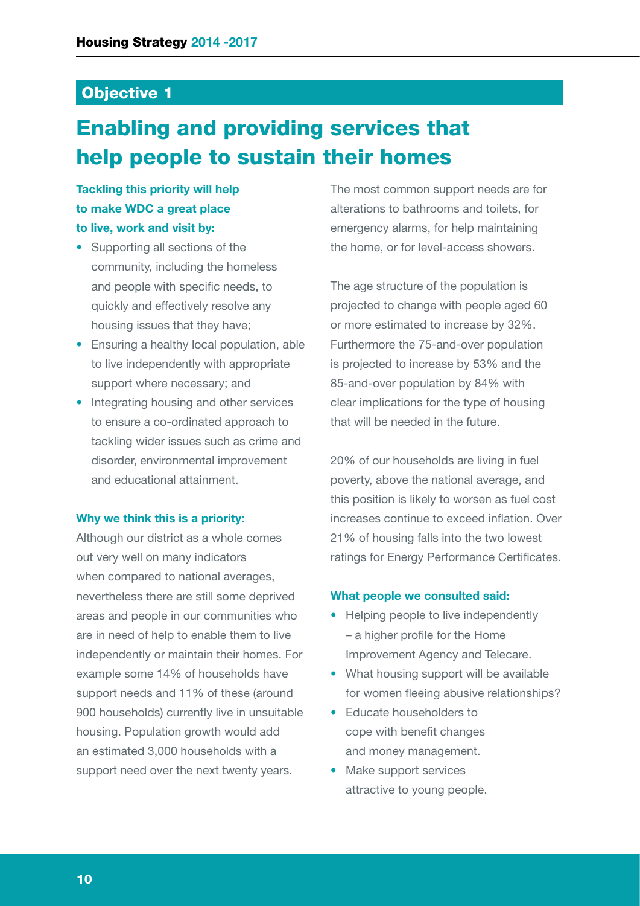## Objective 1

# Enabling and providing services that help people to sustain their homes

**Tackling this priority will help to make WDC a great place to live, work and visit by:**

- Supporting all sections of the community, including the homeless and people with specific needs, to quickly and effectively resolve any housing issues that they have;
- Ensuring a healthy local population, able to live independently with appropriate support where necessary; and
- Integrating housing and other services to ensure a co-ordinated approach to tackling wider issues such as crime and disorder, environmental improvement and educational attainment.

**Why we think this is a priority:**

Although our district as a whole comes out very well on many indicators when compared to national averages, nevertheless there are still some deprived areas and people in our communities who are in need of help to enable them to live independently or maintain their homes. For example some 14% of households have support needs and 11% of these (around 900 households) currently live in unsuitable housing. Population growth would add an estimated 3,000 households with a support need over the next twenty years.

The most common support needs are for alterations to bathrooms and toilets, for emergency alarms, for help maintaining the home, or for level-access showers.

The age structure of the population is projected to change with people aged 60 or more estimated to increase by 32%. Furthermore the 75-and-over population is projected to increase by 53% and the 85-and-over population by 84% with clear implications for the type of housing that will be needed in the future.

20% of our households are living in fuel poverty, above the national average, and this position is likely to worsen as fuel cost increases continue to exceed inflation. Over 21% of housing falls into the two lowest ratings for Energy Performance Certificates.

**What people we consulted said:**

- Helping people to live independently – a higher profile for the Home Improvement Agency and Telecare.
- What housing support will be available for women fleeing abusive relationships?
- Educate householders to cope with benefit changes and money management.
- Make support services attractive to young people.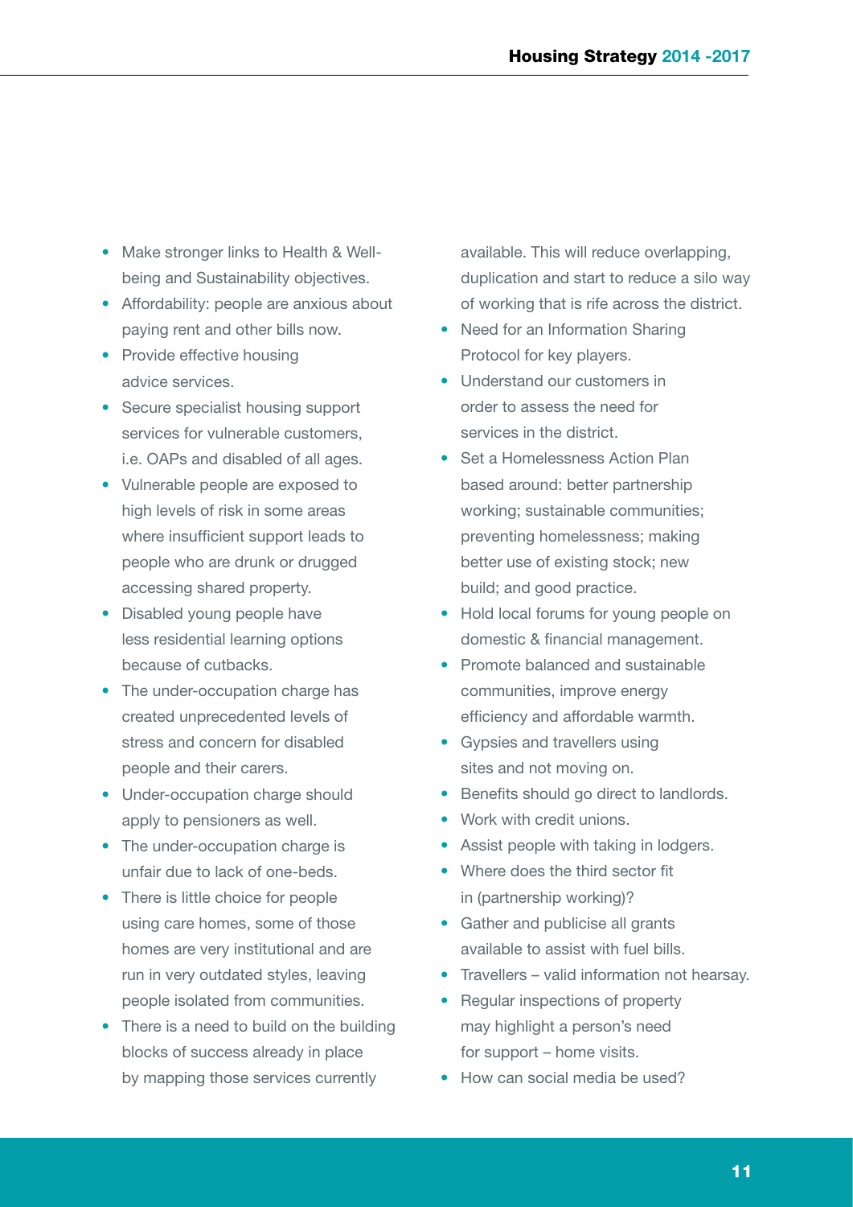- Make stronger links to Health & Well-being and Sustainability objectives.
- Affordability: people are anxious about paying rent and other bills now.
- Provide effective housing advice services.
- Secure specialist housing support services for vulnerable customers, i.e. OAPs and disabled of all ages.
- Vulnerable people are exposed to high levels of risk in some areas where insufficient support leads to people who are drunk or drugged accessing shared property.
- Disabled young people have less residential learning options because of cutbacks.
- The under-occupation charge has created unprecedented levels of stress and concern for disabled people and their carers.
- Under-occupation charge should apply to pensioners as well.
- The under-occupation charge is unfair due to lack of one-beds.
- There is little choice for people using care homes, some of those homes are very institutional and are run in very outdated styles, leaving people isolated from communities.
- There is a need to build on the building blocks of success already in place by mapping those services currently available. This will reduce overlapping, duplication and start to reduce a silo way of working that is rife across the district.
- Need for an Information Sharing Protocol for key players.
- Understand our customers in order to assess the need for services in the district.
- Set a Homelessness Action Plan based around: better partnership working; sustainable communities; preventing homelessness; making better use of existing stock; new build; and good practice.
- Hold local forums for young people on domestic & financial management.
- Promote balanced and sustainable communities, improve energy efficiency and affordable warmth.
- Gypsies and travellers using sites and not moving on.
- Benefits should go direct to landlords.
- Work with credit unions.
- Assist people with taking in lodgers.
- Where does the third sector fit in (partnership working)?
- Gather and publicise all grants available to assist with fuel bills.
- Travellers – valid information not hearsay.
- Regular inspections of property may highlight a person's need for support – home visits.
- How can social media be used?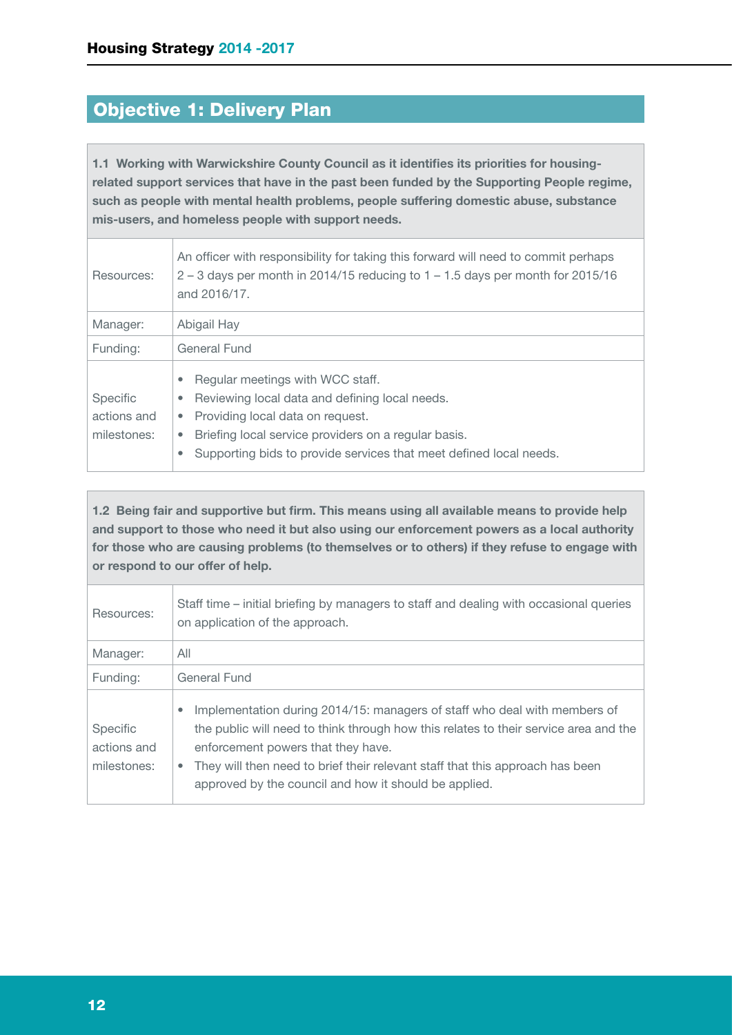## Objective 1: Delivery Plan

| **1.1 Working with Warwickshire County Council as it identifies its priorities for housing-related support services that have in the past been funded by the Supporting People regime, such as people with mental health problems, people suffering domestic abuse, substance mis-users, and homeless people with support needs.** | |
|---|---|
| Resources: | An officer with responsibility for taking this forward will need to commit perhaps 2 – 3 days per month in 2014/15 reducing to 1 – 1.5 days per month for 2015/16 and 2016/17. |
| Manager: | Abigail Hay |
| Funding: | General Fund |
| Specific actions and milestones: | • Regular meetings with WCC staff.<br>• Reviewing local data and defining local needs.<br>• Providing local data on request.<br>• Briefing local service providers on a regular basis.<br>• Supporting bids to provide services that meet defined local needs. |

| **1.2 Being fair and supportive but firm. This means using all available means to provide help and support to those who need it but also using our enforcement powers as a local authority for those who are causing problems (to themselves or to others) if they refuse to engage with or respond to our offer of help.** | |
|---|---|
| Resources: | Staff time – initial briefing by managers to staff and dealing with occasional queries on application of the approach. |
| Manager: | All |
| Funding: | General Fund |
| Specific actions and milestones: | • Implementation during 2014/15: managers of staff who deal with members of the public will need to think through how this relates to their service area and the enforcement powers that they have.<br>• They will then need to brief their relevant staff that this approach has been approved by the council and how it should be applied. |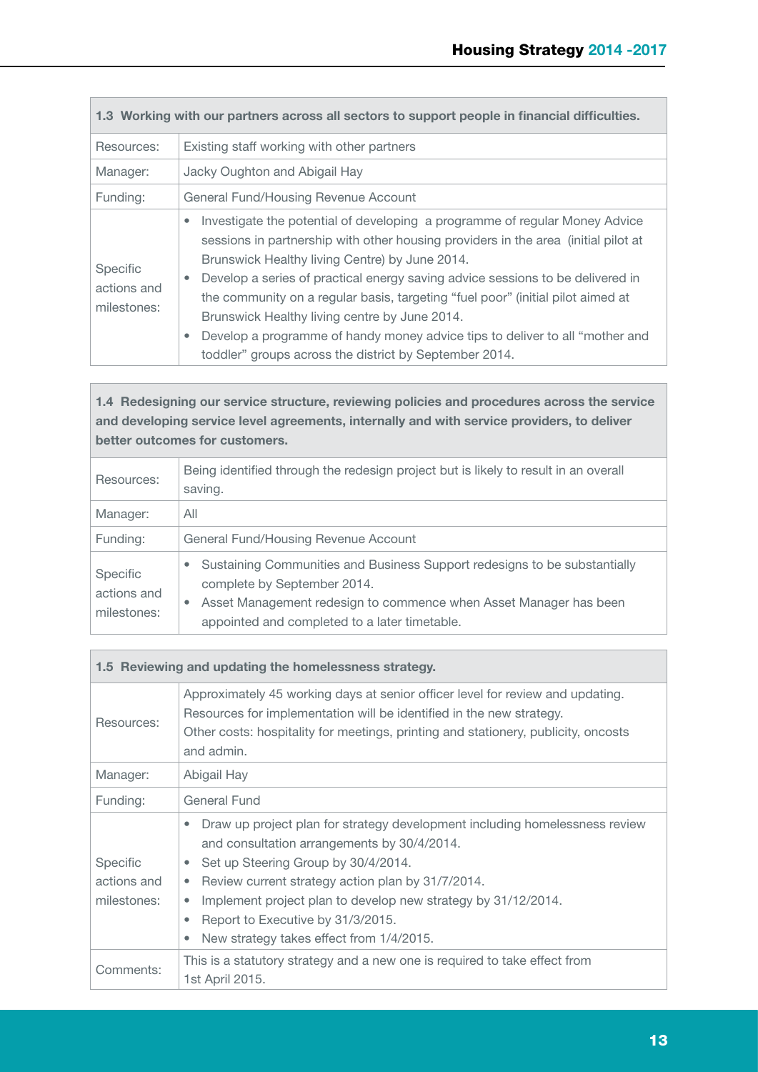| 1.3 Working with our partners across all sectors to support people in financial difficulties. | |
|---|---|
| Resources: | Existing staff working with other partners |
| Manager: | Jacky Oughton and Abigail Hay |
| Funding: | General Fund/Housing Revenue Account |
| Specific actions and milestones: | • Investigate the potential of developing a programme of regular Money Advice sessions in partnership with other housing providers in the area (initial pilot at Brunswick Healthy living Centre) by June 2014.<br>• Develop a series of practical energy saving advice sessions to be delivered in the community on a regular basis, targeting "fuel poor" (initial pilot aimed at Brunswick Healthy living centre by June 2014.<br>• Develop a programme of handy money advice tips to deliver to all "mother and toddler" groups across the district by September 2014. |

| 1.4 Redesigning our service structure, reviewing policies and procedures across the service and developing service level agreements, internally and with service providers, to deliver better outcomes for customers. | |
|---|---|
| Resources: | Being identified through the redesign project but is likely to result in an overall saving. |
| Manager: | All |
| Funding: | General Fund/Housing Revenue Account |
| Specific actions and milestones: | • Sustaining Communities and Business Support redesigns to be substantially complete by September 2014.<br>• Asset Management redesign to commence when Asset Manager has been appointed and completed to a later timetable. |

| 1.5 Reviewing and updating the homelessness strategy. | |
|---|---|
| Resources: | Approximately 45 working days at senior officer level for review and updating. Resources for implementation will be identified in the new strategy.<br>Other costs: hospitality for meetings, printing and stationery, publicity, oncosts and admin. |
| Manager: | Abigail Hay |
| Funding: | General Fund |
| Specific actions and milestones: | • Draw up project plan for strategy development including homelessness review and consultation arrangements by 30/4/2014.<br>• Set up Steering Group by 30/4/2014.<br>• Review current strategy action plan by 31/7/2014.<br>• Implement project plan to develop new strategy by 31/12/2014.<br>• Report to Executive by 31/3/2015.<br>• New strategy takes effect from 1/4/2015. |
| Comments: | This is a statutory strategy and a new one is required to take effect from 1st April 2015. |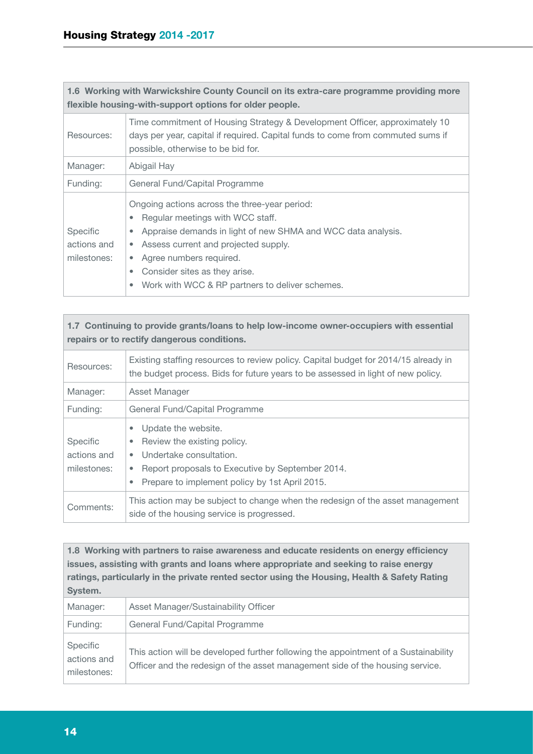| 1.6 Working with Warwickshire County Council on its extra-care programme providing more flexible housing-with-support options for older people. | |
|---|---|
| Resources: | Time commitment of Housing Strategy & Development Officer, approximately 10 days per year, capital if required. Capital funds to come from commuted sums if possible, otherwise to be bid for. |
| Manager: | Abigail Hay |
| Funding: | General Fund/Capital Programme |
| Specific actions and milestones: | Ongoing actions across the three-year period:<br>• Regular meetings with WCC staff.<br>• Appraise demands in light of new SHMA and WCC data analysis.<br>• Assess current and projected supply.<br>• Agree numbers required.<br>• Consider sites as they arise.<br>• Work with WCC & RP partners to deliver schemes. |

| 1.7 Continuing to provide grants/loans to help low-income owner-occupiers with essential repairs or to rectify dangerous conditions. | |
|---|---|
| Resources: | Existing staffing resources to review policy. Capital budget for 2014/15 already in the budget process. Bids for future years to be assessed in light of new policy. |
| Manager: | Asset Manager |
| Funding: | General Fund/Capital Programme |
| Specific actions and milestones: | • Update the website.<br>• Review the existing policy.<br>• Undertake consultation.<br>• Report proposals to Executive by September 2014.<br>• Prepare to implement policy by 1st April 2015. |
| Comments: | This action may be subject to change when the redesign of the asset management side of the housing service is progressed. |

| 1.8 Working with partners to raise awareness and educate residents on energy efficiency issues, assisting with grants and loans where appropriate and seeking to raise energy ratings, particularly in the private rented sector using the Housing, Health & Safety Rating System. | |
|---|---|
| Manager: | Asset Manager/Sustainability Officer |
| Funding: | General Fund/Capital Programme |
| Specific actions and milestones: | This action will be developed further following the appointment of a Sustainability Officer and the redesign of the asset management side of the housing service. |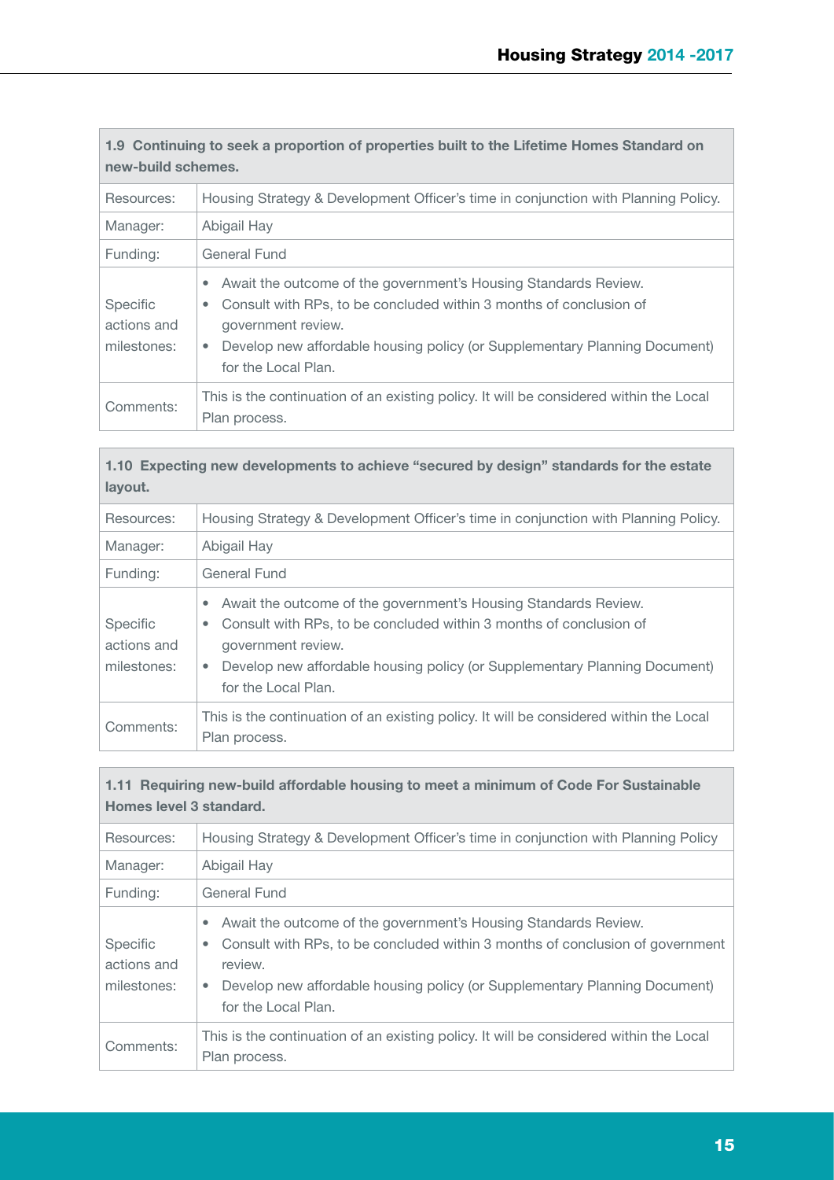| 1.9 Continuing to seek a proportion of properties built to the Lifetime Homes Standard on new-build schemes. | |
|---|---|
| Resources: | Housing Strategy & Development Officer's time in conjunction with Planning Policy. |
| Manager: | Abigail Hay |
| Funding: | General Fund |
| Specific actions and milestones: | • Await the outcome of the government's Housing Standards Review.<br>• Consult with RPs, to be concluded within 3 months of conclusion of government review.<br>• Develop new affordable housing policy (or Supplementary Planning Document) for the Local Plan. |
| Comments: | This is the continuation of an existing policy. It will be considered within the Local Plan process. |

| 1.10 Expecting new developments to achieve "secured by design" standards for the estate layout. | |
|---|---|
| Resources: | Housing Strategy & Development Officer's time in conjunction with Planning Policy. |
| Manager: | Abigail Hay |
| Funding: | General Fund |
| Specific actions and milestones: | • Await the outcome of the government's Housing Standards Review.<br>• Consult with RPs, to be concluded within 3 months of conclusion of government review.<br>• Develop new affordable housing policy (or Supplementary Planning Document) for the Local Plan. |
| Comments: | This is the continuation of an existing policy. It will be considered within the Local Plan process. |

| 1.11 Requiring new-build affordable housing to meet a minimum of Code For Sustainable Homes level 3 standard. | |
|---|---|
| Resources: | Housing Strategy & Development Officer's time in conjunction with Planning Policy |
| Manager: | Abigail Hay |
| Funding: | General Fund |
| Specific actions and milestones: | • Await the outcome of the government's Housing Standards Review.<br>• Consult with RPs, to be concluded within 3 months of conclusion of government review.<br>• Develop new affordable housing policy (or Supplementary Planning Document) for the Local Plan. |
| Comments: | This is the continuation of an existing policy. It will be considered within the Local Plan process. |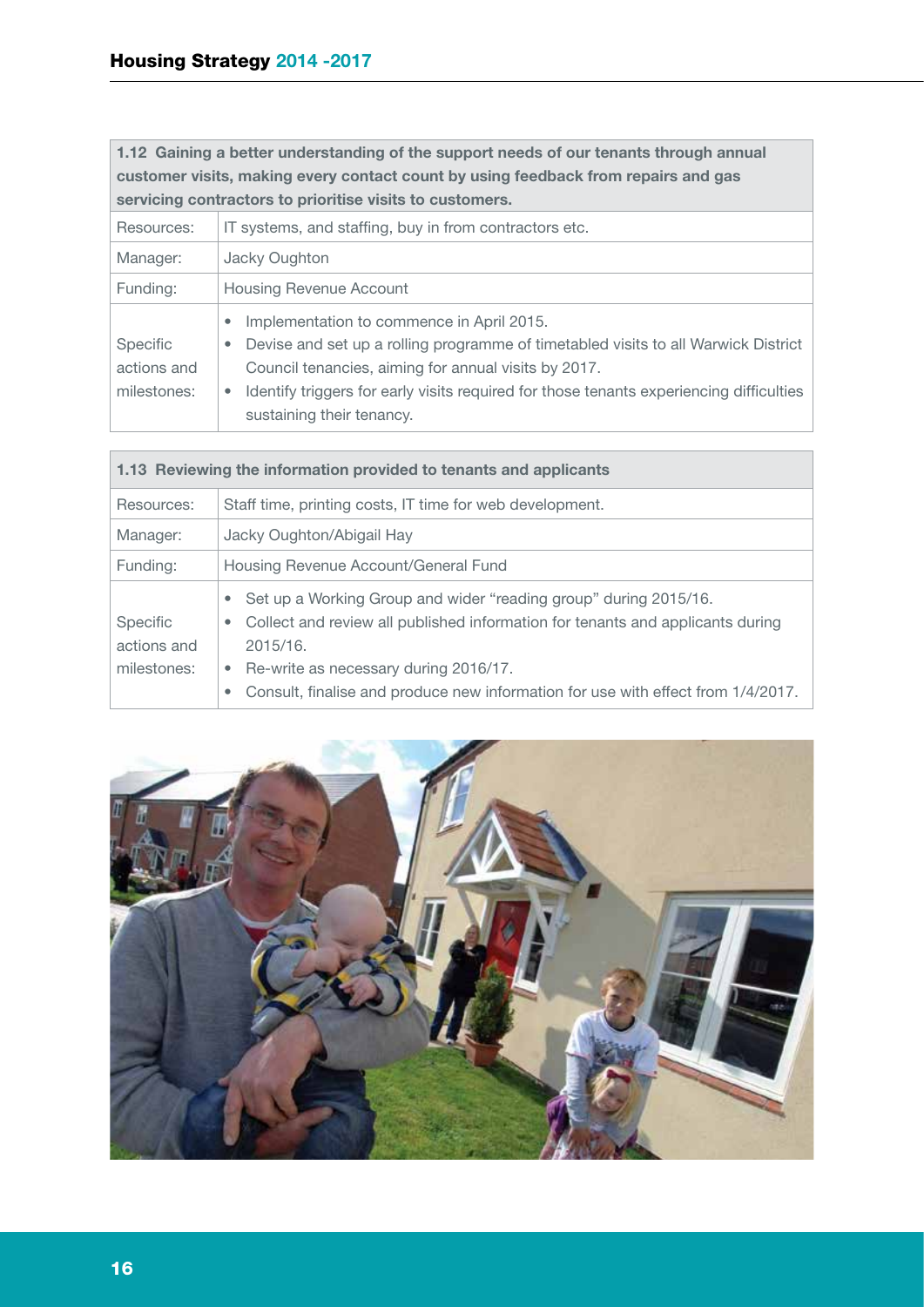| 1.12 Gaining a better understanding of the support needs of our tenants through annual customer visits, making every contact count by using feedback from repairs and gas servicing contractors to prioritise visits to customers. | |
|---|---|
| Resources: | IT systems, and staffing, buy in from contractors etc. |
| Manager: | Jacky Oughton |
| Funding: | Housing Revenue Account |
| Specific actions and milestones: | • Implementation to commence in April 2015.<br>• Devise and set up a rolling programme of timetabled visits to all Warwick District Council tenancies, aiming for annual visits by 2017.<br>• Identify triggers for early visits required for those tenants experiencing difficulties sustaining their tenancy. |

| 1.13 Reviewing the information provided to tenants and applicants | |
|---|---|
| Resources: | Staff time, printing costs, IT time for web development. |
| Manager: | Jacky Oughton/Abigail Hay |
| Funding: | Housing Revenue Account/General Fund |
| Specific actions and milestones: | • Set up a Working Group and wider "reading group" during 2015/16.<br>• Collect and review all published information for tenants and applicants during 2015/16.<br>• Re-write as necessary during 2016/17.<br>• Consult, finalise and produce new information for use with effect from 1/4/2017. |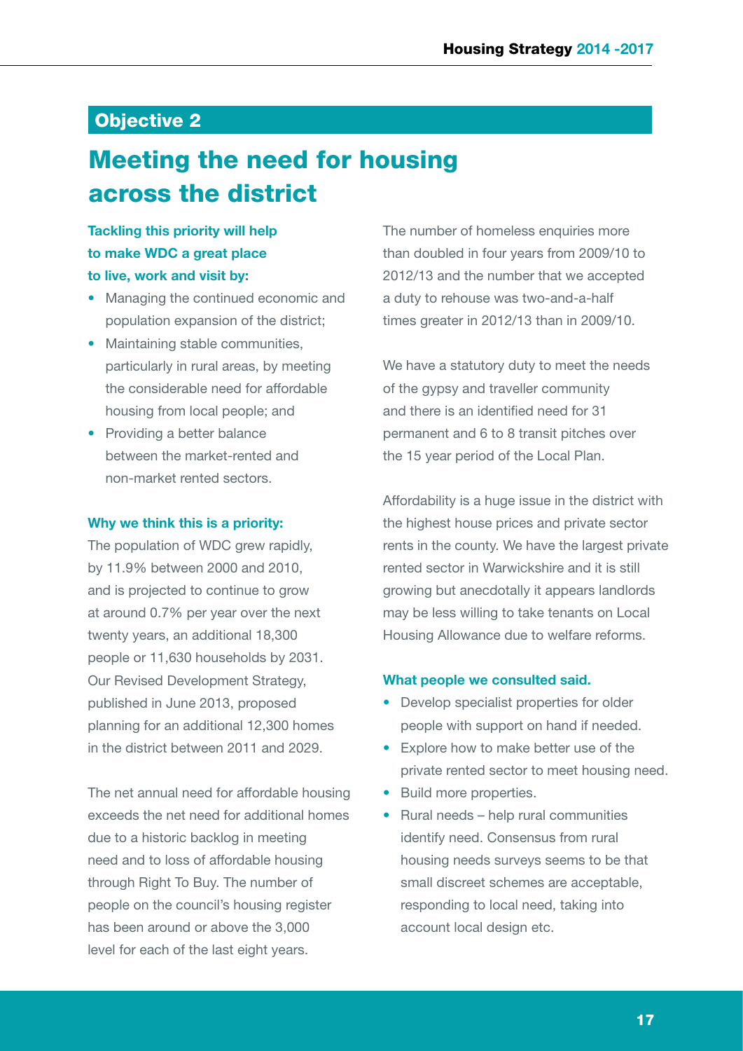## Objective 2

# Meeting the need for housing across the district

### Tackling this priority will help to make WDC a great place to live, work and visit by:

- Managing the continued economic and population expansion of the district;
- Maintaining stable communities, particularly in rural areas, by meeting the considerable need for affordable housing from local people; and
- Providing a better balance between the market-rented and non-market rented sectors.

### Why we think this is a priority:

The population of WDC grew rapidly, by 11.9% between 2000 and 2010, and is projected to continue to grow at around 0.7% per year over the next twenty years, an additional 18,300 people or 11,630 households by 2031. Our Revised Development Strategy, published in June 2013, proposed planning for an additional 12,300 homes in the district between 2011 and 2029.

The net annual need for affordable housing exceeds the net need for additional homes due to a historic backlog in meeting need and to loss of affordable housing through Right To Buy. The number of people on the council's housing register has been around or above the 3,000 level for each of the last eight years.

The number of homeless enquiries more than doubled in four years from 2009/10 to 2012/13 and the number that we accepted a duty to rehouse was two-and-a-half times greater in 2012/13 than in 2009/10.

We have a statutory duty to meet the needs of the gypsy and traveller community and there is an identified need for 31 permanent and 6 to 8 transit pitches over the 15 year period of the Local Plan.

Affordability is a huge issue in the district with the highest house prices and private sector rents in the county. We have the largest private rented sector in Warwickshire and it is still growing but anecdotally it appears landlords may be less willing to take tenants on Local Housing Allowance due to welfare reforms.

### What people we consulted said.

- Develop specialist properties for older people with support on hand if needed.
- Explore how to make better use of the private rented sector to meet housing need.
- Build more properties.
- Rural needs – help rural communities identify need. Consensus from rural housing needs surveys seems to be that small discreet schemes are acceptable, responding to local need, taking into account local design etc.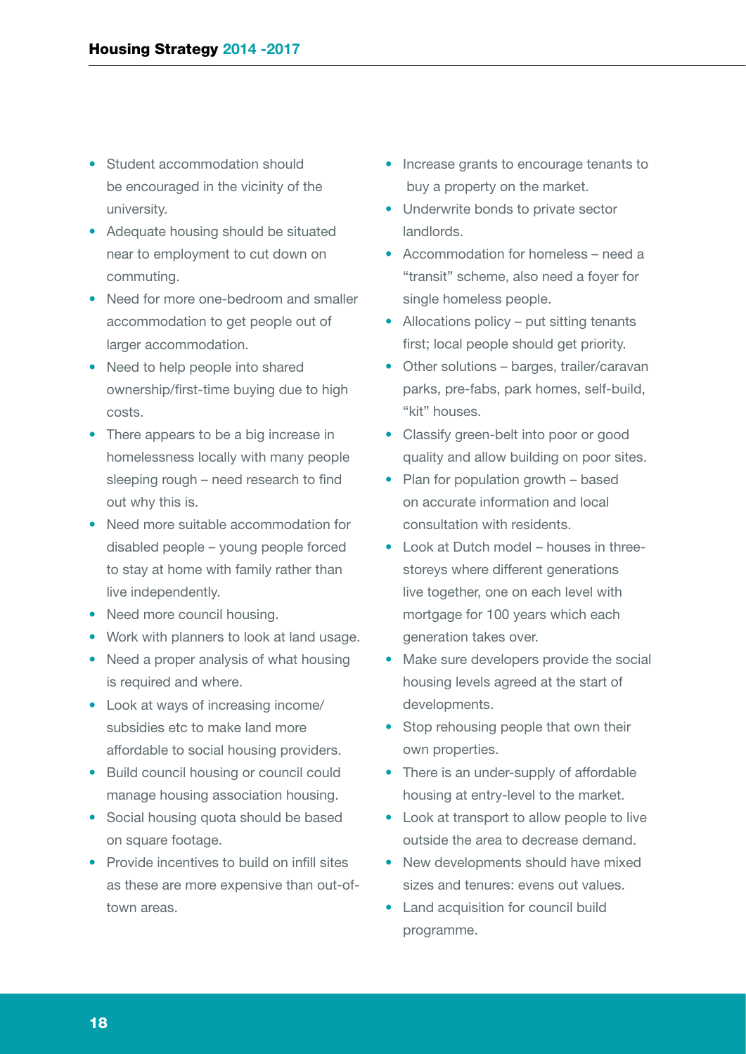- Student accommodation should be encouraged in the vicinity of the university.
- Adequate housing should be situated near to employment to cut down on commuting.
- Need for more one-bedroom and smaller accommodation to get people out of larger accommodation.
- Need to help people into shared ownership/first-time buying due to high costs.
- There appears to be a big increase in homelessness locally with many people sleeping rough – need research to find out why this is.
- Need more suitable accommodation for disabled people – young people forced to stay at home with family rather than live independently.
- Need more council housing.
- Work with planners to look at land usage.
- Need a proper analysis of what housing is required and where.
- Look at ways of increasing income/ subsidies etc to make land more affordable to social housing providers.
- Build council housing or council could manage housing association housing.
- Social housing quota should be based on square footage.
- Provide incentives to build on infill sites as these are more expensive than out-of-town areas.
- Increase grants to encourage tenants to buy a property on the market.
- Underwrite bonds to private sector landlords.
- Accommodation for homeless – need a "transit" scheme, also need a foyer for single homeless people.
- Allocations policy – put sitting tenants first; local people should get priority.
- Other solutions – barges, trailer/caravan parks, pre-fabs, park homes, self-build, "kit" houses.
- Classify green-belt into poor or good quality and allow building on poor sites.
- Plan for population growth – based on accurate information and local consultation with residents.
- Look at Dutch model – houses in three-storeys where different generations live together, one on each level with mortgage for 100 years which each generation takes over.
- Make sure developers provide the social housing levels agreed at the start of developments.
- Stop rehousing people that own their own properties.
- There is an under-supply of affordable housing at entry-level to the market.
- Look at transport to allow people to live outside the area to decrease demand.
- New developments should have mixed sizes and tenures: evens out values.
- Land acquisition for council build programme.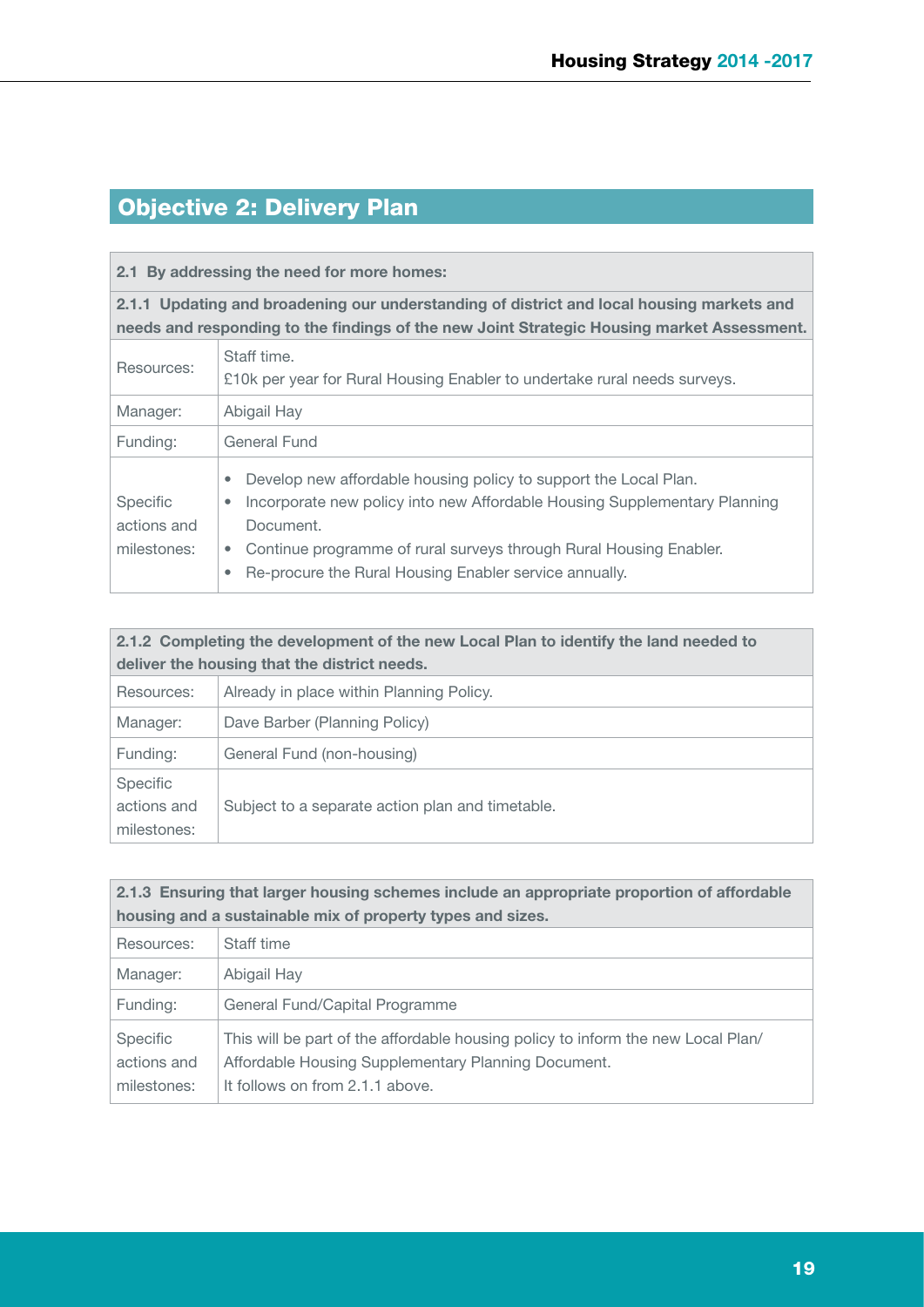## Objective 2: Delivery Plan

| 2.1 By addressing the need for more homes: | |
|---|---|
| **2.1.1 Updating and broadening our understanding of district and local housing markets and needs and responding to the findings of the new Joint Strategic Housing market Assessment.** | |
| Resources: | Staff time.<br>£10k per year for Rural Housing Enabler to undertake rural needs surveys. |
| Manager: | Abigail Hay |
| Funding: | General Fund |
| Specific actions and milestones: | • Develop new affordable housing policy to support the Local Plan.<br>• Incorporate new policy into new Affordable Housing Supplementary Planning Document.<br>• Continue programme of rural surveys through Rural Housing Enabler.<br>• Re-procure the Rural Housing Enabler service annually. |

| 2.1.2 Completing the development of the new Local Plan to identify the land needed to deliver the housing that the district needs. | |
|---|---|
| Resources: | Already in place within Planning Policy. |
| Manager: | Dave Barber (Planning Policy) |
| Funding: | General Fund (non-housing) |
| Specific actions and milestones: | Subject to a separate action plan and timetable. |

| 2.1.3 Ensuring that larger housing schemes include an appropriate proportion of affordable housing and a sustainable mix of property types and sizes. | |
|---|---|
| Resources: | Staff time |
| Manager: | Abigail Hay |
| Funding: | General Fund/Capital Programme |
| Specific actions and milestones: | This will be part of the affordable housing policy to inform the new Local Plan/ Affordable Housing Supplementary Planning Document.<br>It follows on from 2.1.1 above. |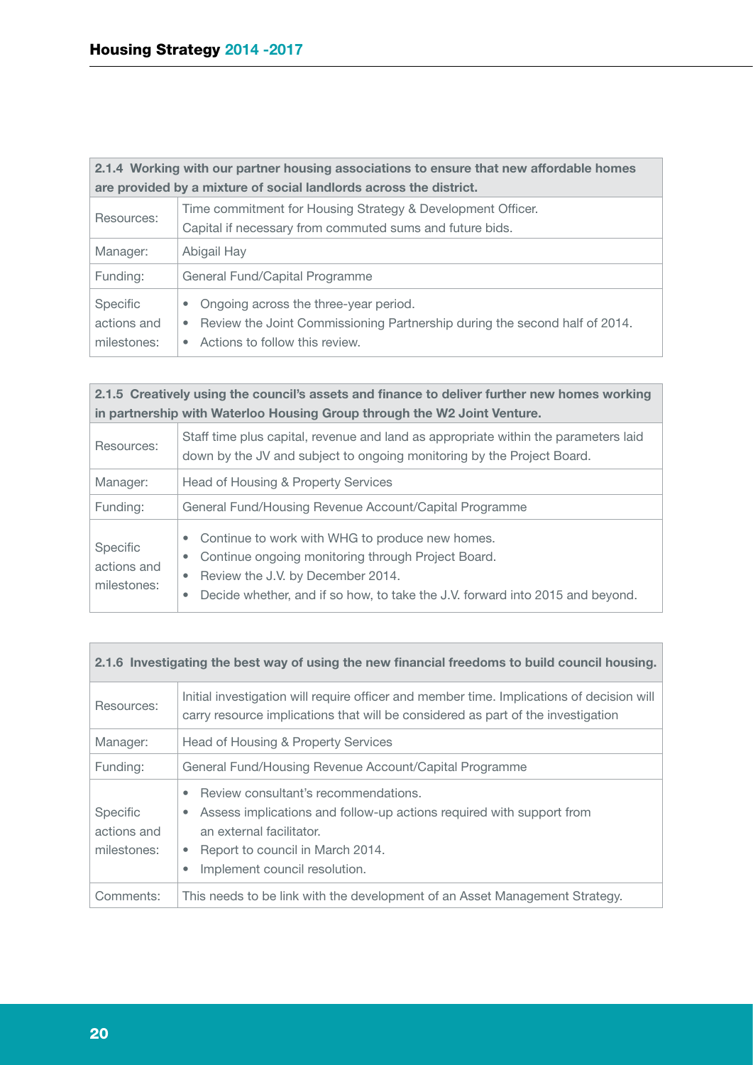| 2.1.4 Working with our partner housing associations to ensure that new affordable homes are provided by a mixture of social landlords across the district. | |
|---|---|
| Resources: | Time commitment for Housing Strategy & Development Officer.<br>Capital if necessary from commuted sums and future bids. |
| Manager: | Abigail Hay |
| Funding: | General Fund/Capital Programme |
| Specific actions and milestones: | • Ongoing across the three-year period.<br>• Review the Joint Commissioning Partnership during the second half of 2014.<br>• Actions to follow this review. |

| 2.1.5 Creatively using the council's assets and finance to deliver further new homes working in partnership with Waterloo Housing Group through the W2 Joint Venture. | |
|---|---|
| Resources: | Staff time plus capital, revenue and land as appropriate within the parameters laid down by the JV and subject to ongoing monitoring by the Project Board. |
| Manager: | Head of Housing & Property Services |
| Funding: | General Fund/Housing Revenue Account/Capital Programme |
| Specific actions and milestones: | • Continue to work with WHG to produce new homes.<br>• Continue ongoing monitoring through Project Board.<br>• Review the J.V. by December 2014.<br>• Decide whether, and if so how, to take the J.V. forward into 2015 and beyond. |

| 2.1.6 Investigating the best way of using the new financial freedoms to build council housing. | |
|---|---|
| Resources: | Initial investigation will require officer and member time. Implications of decision will carry resource implications that will be considered as part of the investigation |
| Manager: | Head of Housing & Property Services |
| Funding: | General Fund/Housing Revenue Account/Capital Programme |
| Specific actions and milestones: | • Review consultant's recommendations.<br>• Assess implications and follow-up actions required with support from an external facilitator.<br>• Report to council in March 2014.<br>• Implement council resolution. |
| Comments: | This needs to be link with the development of an Asset Management Strategy. |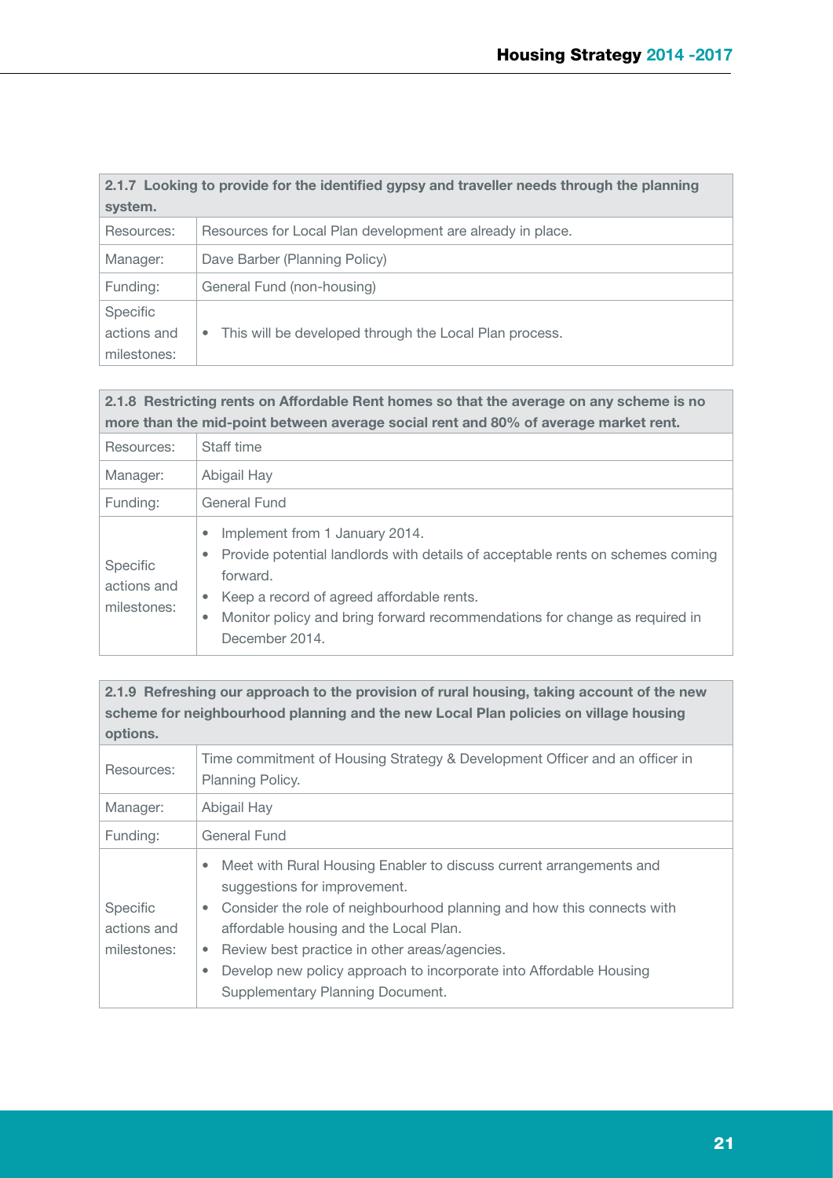| 2.1.7 Looking to provide for the identified gypsy and traveller needs through the planning system. | |
|---|---|
| Resources: | Resources for Local Plan development are already in place. |
| Manager: | Dave Barber (Planning Policy) |
| Funding: | General Fund (non-housing) |
| Specific actions and milestones: | • This will be developed through the Local Plan process. |

| 2.1.8 Restricting rents on Affordable Rent homes so that the average on any scheme is no more than the mid-point between average social rent and 80% of average market rent. | |
|---|---|
| Resources: | Staff time |
| Manager: | Abigail Hay |
| Funding: | General Fund |
| Specific actions and milestones: | • Implement from 1 January 2014.<br>• Provide potential landlords with details of acceptable rents on schemes coming forward.<br>• Keep a record of agreed affordable rents.<br>• Monitor policy and bring forward recommendations for change as required in December 2014. |

| 2.1.9 Refreshing our approach to the provision of rural housing, taking account of the new scheme for neighbourhood planning and the new Local Plan policies on village housing options. | |
|---|---|
| Resources: | Time commitment of Housing Strategy & Development Officer and an officer in Planning Policy. |
| Manager: | Abigail Hay |
| Funding: | General Fund |
| Specific actions and milestones: | • Meet with Rural Housing Enabler to discuss current arrangements and suggestions for improvement.<br>• Consider the role of neighbourhood planning and how this connects with affordable housing and the Local Plan.<br>• Review best practice in other areas/agencies.<br>• Develop new policy approach to incorporate into Affordable Housing Supplementary Planning Document. |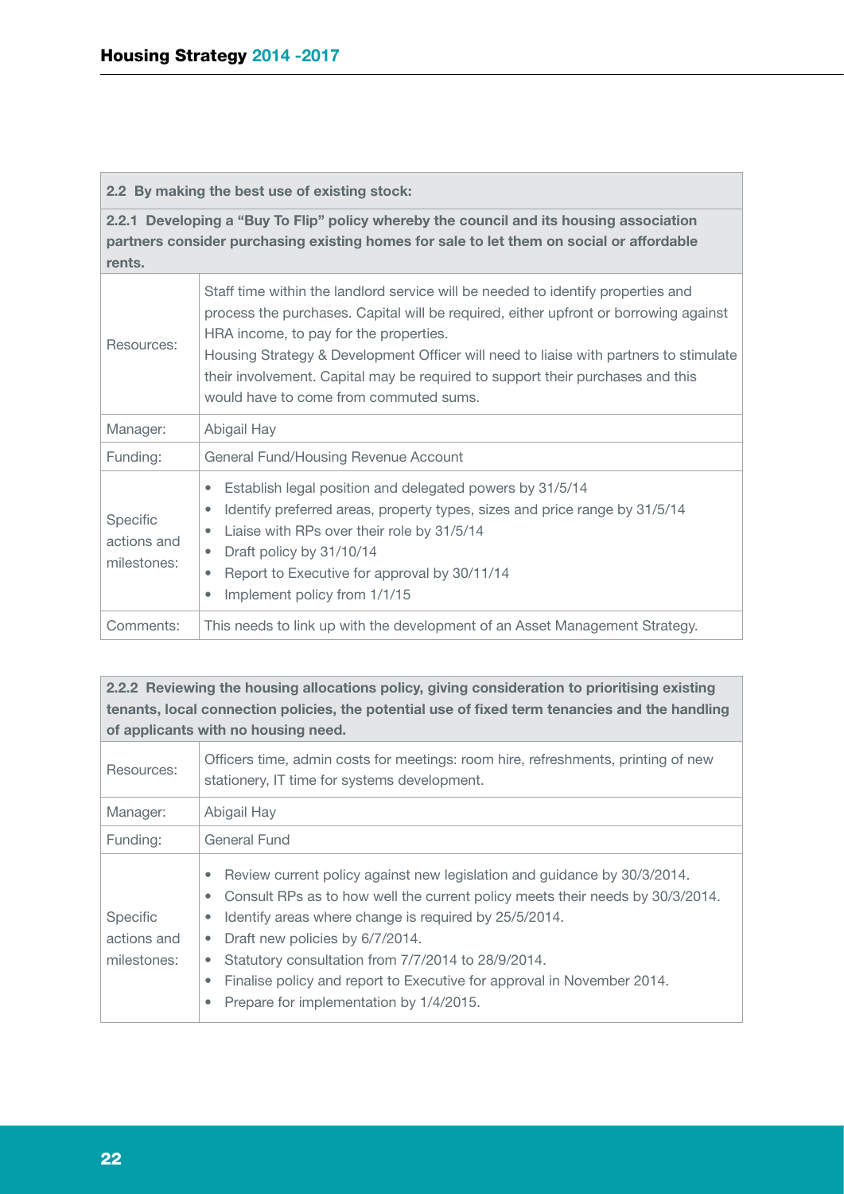| **2.2 By making the best use of existing stock:** | |
|---|---|
| **2.2.1 Developing a "Buy To Flip" policy whereby the council and its housing association partners consider purchasing existing homes for sale to let them on social or affordable rents.** | |
| Resources: | Staff time within the landlord service will be needed to identify properties and process the purchases. Capital will be required, either upfront or borrowing against HRA income, to pay for the properties.<br>Housing Strategy & Development Officer will need to liaise with partners to stimulate their involvement. Capital may be required to support their purchases and this would have to come from commuted sums. |
| Manager: | Abigail Hay |
| Funding: | General Fund/Housing Revenue Account |
| Specific actions and milestones: | • Establish legal position and delegated powers by 31/5/14<br>• Identify preferred areas, property types, sizes and price range by 31/5/14<br>• Liaise with RPs over their role by 31/5/14<br>• Draft policy by 31/10/14<br>• Report to Executive for approval by 30/11/14<br>• Implement policy from 1/1/15 |
| Comments: | This needs to link up with the development of an Asset Management Strategy. |

| **2.2.2 Reviewing the housing allocations policy, giving consideration to prioritising existing tenants, local connection policies, the potential use of fixed term tenancies and the handling of applicants with no housing need.** | |
|---|---|
| Resources: | Officers time, admin costs for meetings: room hire, refreshments, printing of new stationery, IT time for systems development. |
| Manager: | Abigail Hay |
| Funding: | General Fund |
| Specific actions and milestones: | • Review current policy against new legislation and guidance by 30/3/2014.<br>• Consult RPs as to how well the current policy meets their needs by 30/3/2014.<br>• Identify areas where change is required by 25/5/2014.<br>• Draft new policies by 6/7/2014.<br>• Statutory consultation from 7/7/2014 to 28/9/2014.<br>• Finalise policy and report to Executive for approval in November 2014.<br>• Prepare for implementation by 1/4/2015. |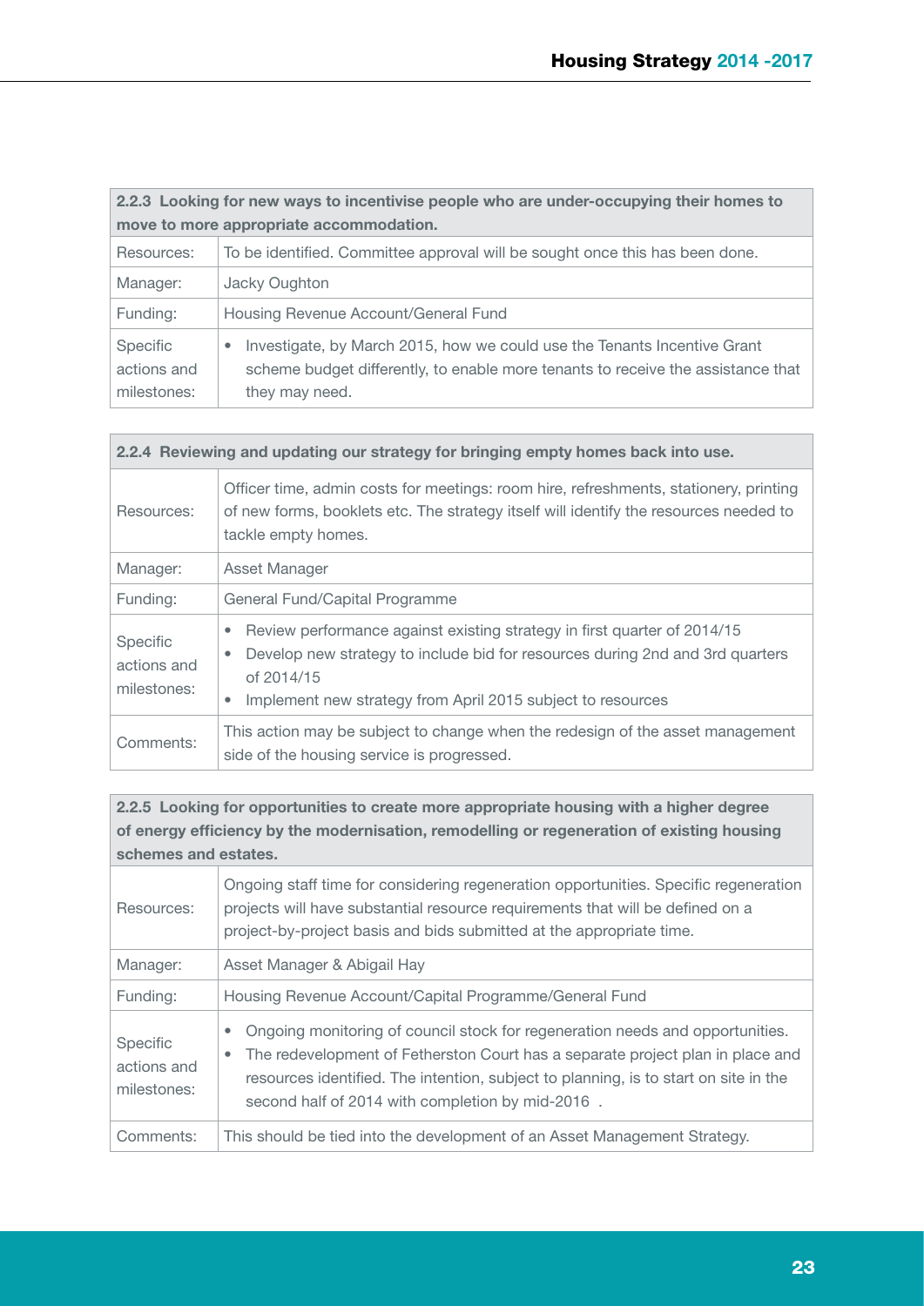| 2.2.3 Looking for new ways to incentivise people who are under-occupying their homes to move to more appropriate accommodation. | |
|---|---|
| Resources: | To be identified. Committee approval will be sought once this has been done. |
| Manager: | Jacky Oughton |
| Funding: | Housing Revenue Account/General Fund |
| Specific actions and milestones: | • Investigate, by March 2015, how we could use the Tenants Incentive Grant scheme budget differently, to enable more tenants to receive the assistance that they may need. |

| 2.2.4 Reviewing and updating our strategy for bringing empty homes back into use. | |
|---|---|
| Resources: | Officer time, admin costs for meetings: room hire, refreshments, stationery, printing of new forms, booklets etc. The strategy itself will identify the resources needed to tackle empty homes. |
| Manager: | Asset Manager |
| Funding: | General Fund/Capital Programme |
| Specific actions and milestones: | • Review performance against existing strategy in first quarter of 2014/15<br>• Develop new strategy to include bid for resources during 2nd and 3rd quarters of 2014/15<br>• Implement new strategy from April 2015 subject to resources |
| Comments: | This action may be subject to change when the redesign of the asset management side of the housing service is progressed. |

| 2.2.5 Looking for opportunities to create more appropriate housing with a higher degree of energy efficiency by the modernisation, remodelling or regeneration of existing housing schemes and estates. | |
|---|---|
| Resources: | Ongoing staff time for considering regeneration opportunities. Specific regeneration projects will have substantial resource requirements that will be defined on a project-by-project basis and bids submitted at the appropriate time. |
| Manager: | Asset Manager & Abigail Hay |
| Funding: | Housing Revenue Account/Capital Programme/General Fund |
| Specific actions and milestones: | • Ongoing monitoring of council stock for regeneration needs and opportunities.<br>• The redevelopment of Fetherston Court has a separate project plan in place and resources identified. The intention, subject to planning, is to start on site in the second half of 2014 with completion by mid-2016 . |
| Comments: | This should be tied into the development of an Asset Management Strategy. |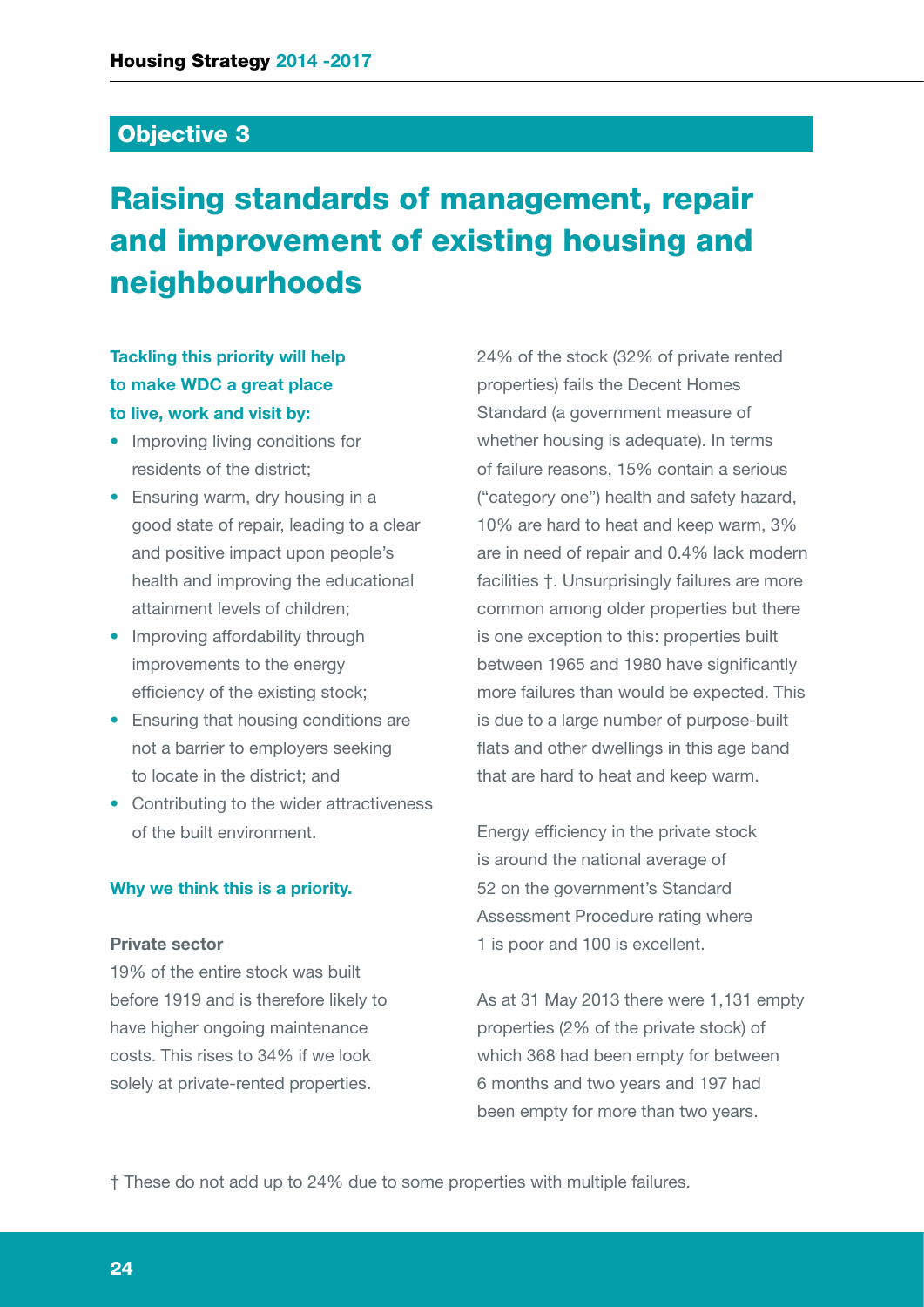## Objective 3

# Raising standards of management, repair and improvement of existing housing and neighbourhoods

**Tackling this priority will help to make WDC a great place to live, work and visit by:**

- Improving living conditions for residents of the district;
- Ensuring warm, dry housing in a good state of repair, leading to a clear and positive impact upon people's health and improving the educational attainment levels of children;
- Improving affordability through improvements to the energy efficiency of the existing stock;
- Ensuring that housing conditions are not a barrier to employers seeking to locate in the district; and
- Contributing to the wider attractiveness of the built environment.

**Why we think this is a priority.**

**Private sector**

19% of the entire stock was built before 1919 and is therefore likely to have higher ongoing maintenance costs. This rises to 34% if we look solely at private-rented properties.

24% of the stock (32% of private rented properties) fails the Decent Homes Standard (a government measure of whether housing is adequate). In terms of failure reasons, 15% contain a serious ("category one") health and safety hazard, 10% are hard to heat and keep warm, 3% are in need of repair and 0.4% lack modern facilities †. Unsurprisingly failures are more common among older properties but there is one exception to this: properties built between 1965 and 1980 have significantly more failures than would be expected. This is due to a large number of purpose-built flats and other dwellings in this age band that are hard to heat and keep warm.

Energy efficiency in the private stock is around the national average of 52 on the government's Standard Assessment Procedure rating where 1 is poor and 100 is excellent.

As at 31 May 2013 there were 1,131 empty properties (2% of the private stock) of which 368 had been empty for between 6 months and two years and 197 had been empty for more than two years.

† These do not add up to 24% due to some properties with multiple failures.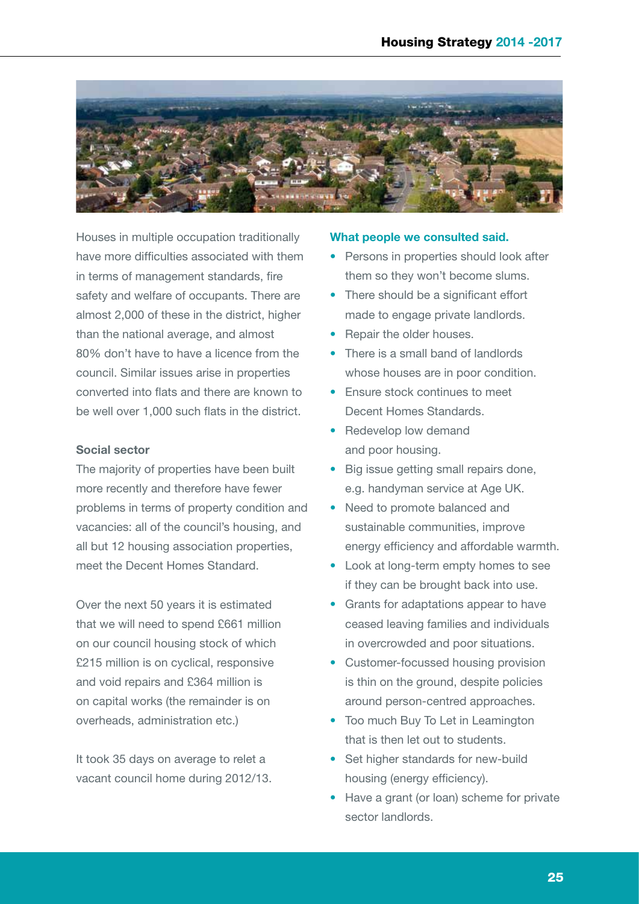Houses in multiple occupation traditionally have more difficulties associated with them in terms of management standards, fire safety and welfare of occupants. There are almost 2,000 of these in the district, higher than the national average, and almost 80% don't have to have a licence from the council. Similar issues arise in properties converted into flats and there are known to be well over 1,000 such flats in the district.

**Social sector**

The majority of properties have been built more recently and therefore have fewer problems in terms of property condition and vacancies: all of the council's housing, and all but 12 housing association properties, meet the Decent Homes Standard.

Over the next 50 years it is estimated that we will need to spend £661 million on our council housing stock of which £215 million is on cyclical, responsive and void repairs and £364 million is on capital works (the remainder is on overheads, administration etc.)

It took 35 days on average to relet a vacant council home during 2012/13.

**What people we consulted said.**

- Persons in properties should look after them so they won't become slums.
- There should be a significant effort made to engage private landlords.
- Repair the older houses.
- There is a small band of landlords whose houses are in poor condition.
- Ensure stock continues to meet Decent Homes Standards.
- Redevelop low demand and poor housing.
- Big issue getting small repairs done, e.g. handyman service at Age UK.
- Need to promote balanced and sustainable communities, improve energy efficiency and affordable warmth.
- Look at long-term empty homes to see if they can be brought back into use.
- Grants for adaptations appear to have ceased leaving families and individuals in overcrowded and poor situations.
- Customer-focussed housing provision is thin on the ground, despite policies around person-centred approaches.
- Too much Buy To Let in Leamington that is then let out to students.
- Set higher standards for new-build housing (energy efficiency).
- Have a grant (or loan) scheme for private sector landlords.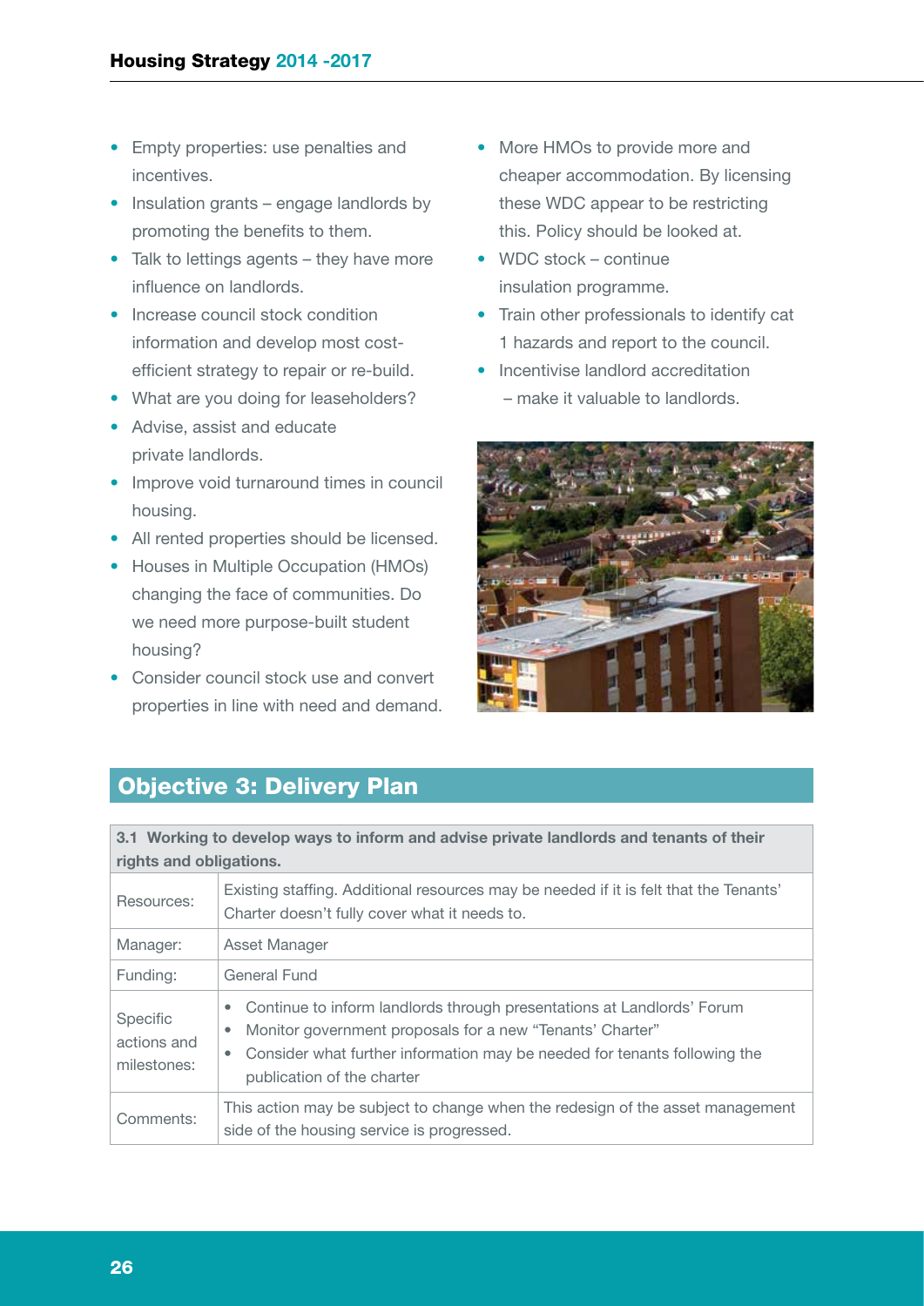- Empty properties: use penalties and incentives.
- Insulation grants – engage landlords by promoting the benefits to them.
- Talk to lettings agents – they have more influence on landlords.
- Increase council stock condition information and develop most cost-efficient strategy to repair or re-build.
- What are you doing for leaseholders?
- Advise, assist and educate private landlords.
- Improve void turnaround times in council housing.
- All rented properties should be licensed.
- Houses in Multiple Occupation (HMOs) changing the face of communities. Do we need more purpose-built student housing?
- Consider council stock use and convert properties in line with need and demand.
- More HMOs to provide more and cheaper accommodation. By licensing these WDC appear to be restricting this. Policy should be looked at.
- WDC stock – continue insulation programme.
- Train other professionals to identify cat 1 hazards and report to the council.
- Incentivise landlord accreditation – make it valuable to landlords.

## Objective 3: Delivery Plan

| **3.1 Working to develop ways to inform and advise private landlords and tenants of their rights and obligations.** | |
|---|---|
| Resources: | Existing staffing. Additional resources may be needed if it is felt that the Tenants' Charter doesn't fully cover what it needs to. |
| Manager: | Asset Manager |
| Funding: | General Fund |
| Specific actions and milestones: | • Continue to inform landlords through presentations at Landlords' Forum<br>• Monitor government proposals for a new "Tenants' Charter"<br>• Consider what further information may be needed for tenants following the publication of the charter |
| Comments: | This action may be subject to change when the redesign of the asset management side of the housing service is progressed. |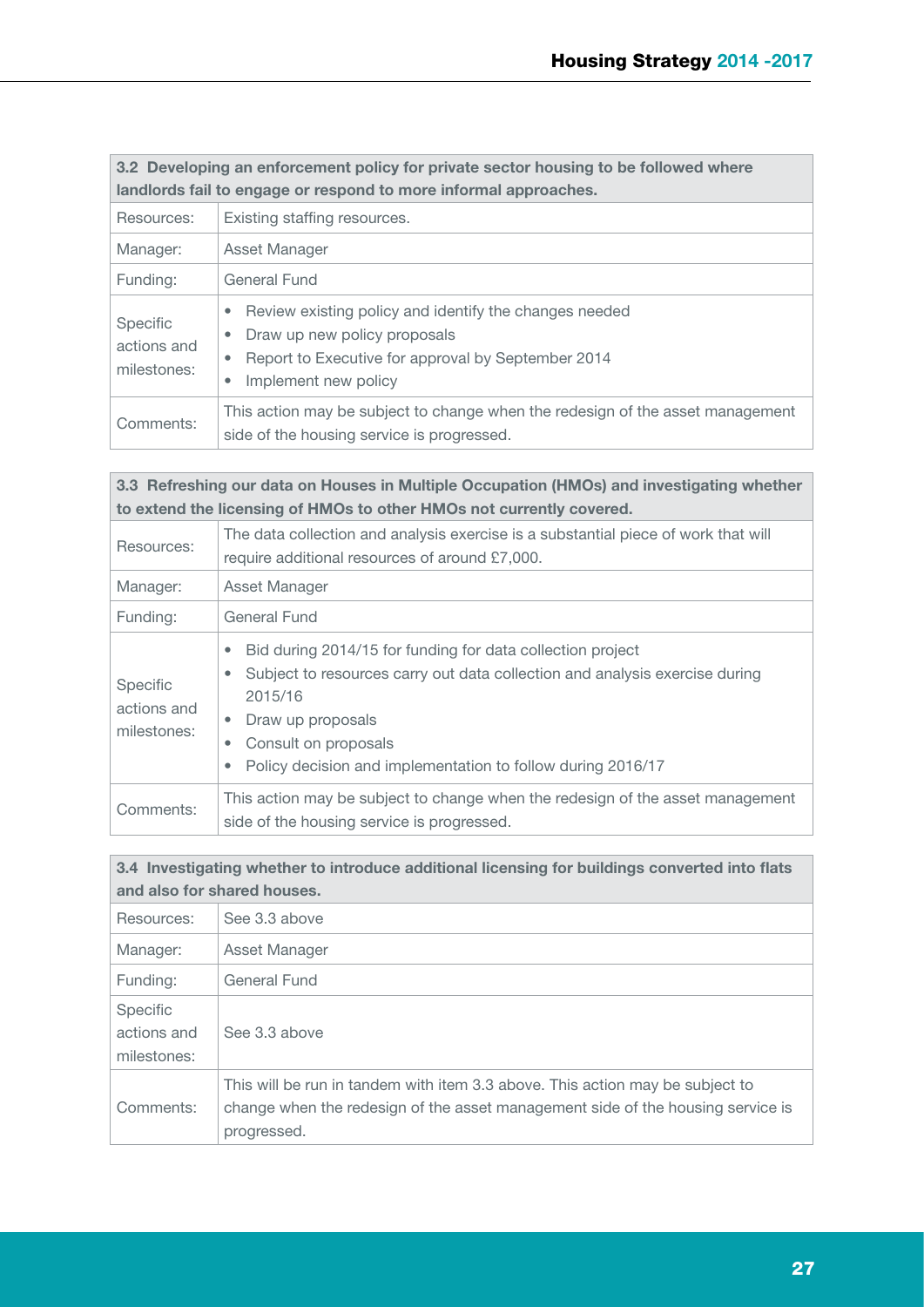| 3.2 Developing an enforcement policy for private sector housing to be followed where landlords fail to engage or respond to more informal approaches. | |
|---|---|
| Resources: | Existing staffing resources. |
| Manager: | Asset Manager |
| Funding: | General Fund |
| Specific actions and milestones: | • Review existing policy and identify the changes needed<br>• Draw up new policy proposals<br>• Report to Executive for approval by September 2014<br>• Implement new policy |
| Comments: | This action may be subject to change when the redesign of the asset management side of the housing service is progressed. |

| 3.3 Refreshing our data on Houses in Multiple Occupation (HMOs) and investigating whether to extend the licensing of HMOs to other HMOs not currently covered. | |
|---|---|
| Resources: | The data collection and analysis exercise is a substantial piece of work that will require additional resources of around £7,000. |
| Manager: | Asset Manager |
| Funding: | General Fund |
| Specific actions and milestones: | • Bid during 2014/15 for funding for data collection project<br>• Subject to resources carry out data collection and analysis exercise during 2015/16<br>• Draw up proposals<br>• Consult on proposals<br>• Policy decision and implementation to follow during 2016/17 |
| Comments: | This action may be subject to change when the redesign of the asset management side of the housing service is progressed. |

| 3.4 Investigating whether to introduce additional licensing for buildings converted into flats and also for shared houses. | |
|---|---|
| Resources: | See 3.3 above |
| Manager: | Asset Manager |
| Funding: | General Fund |
| Specific actions and milestones: | See 3.3 above |
| Comments: | This will be run in tandem with item 3.3 above. This action may be subject to change when the redesign of the asset management side of the housing service is progressed. |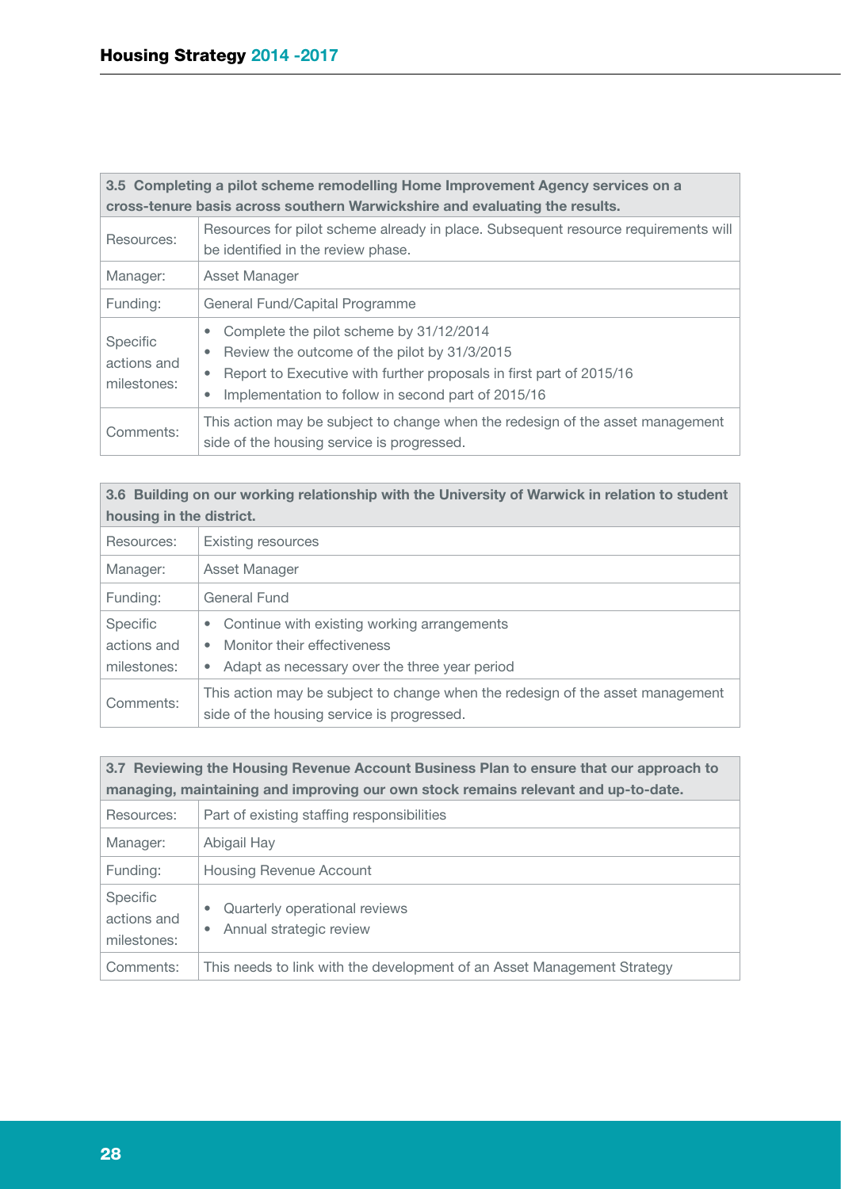| 3.5 Completing a pilot scheme remodelling Home Improvement Agency services on a cross-tenure basis across southern Warwickshire and evaluating the results. | |
|---|---|
| Resources: | Resources for pilot scheme already in place. Subsequent resource requirements will be identified in the review phase. |
| Manager: | Asset Manager |
| Funding: | General Fund/Capital Programme |
| Specific actions and milestones: | • Complete the pilot scheme by 31/12/2014<br>• Review the outcome of the pilot by 31/3/2015<br>• Report to Executive with further proposals in first part of 2015/16<br>• Implementation to follow in second part of 2015/16 |
| Comments: | This action may be subject to change when the redesign of the asset management side of the housing service is progressed. |

| 3.6 Building on our working relationship with the University of Warwick in relation to student housing in the district. | |
|---|---|
| Resources: | Existing resources |
| Manager: | Asset Manager |
| Funding: | General Fund |
| Specific actions and milestones: | • Continue with existing working arrangements<br>• Monitor their effectiveness<br>• Adapt as necessary over the three year period |
| Comments: | This action may be subject to change when the redesign of the asset management side of the housing service is progressed. |

| 3.7 Reviewing the Housing Revenue Account Business Plan to ensure that our approach to managing, maintaining and improving our own stock remains relevant and up-to-date. | |
|---|---|
| Resources: | Part of existing staffing responsibilities |
| Manager: | Abigail Hay |
| Funding: | Housing Revenue Account |
| Specific actions and milestones: | • Quarterly operational reviews<br>• Annual strategic review |
| Comments: | This needs to link with the development of an Asset Management Strategy |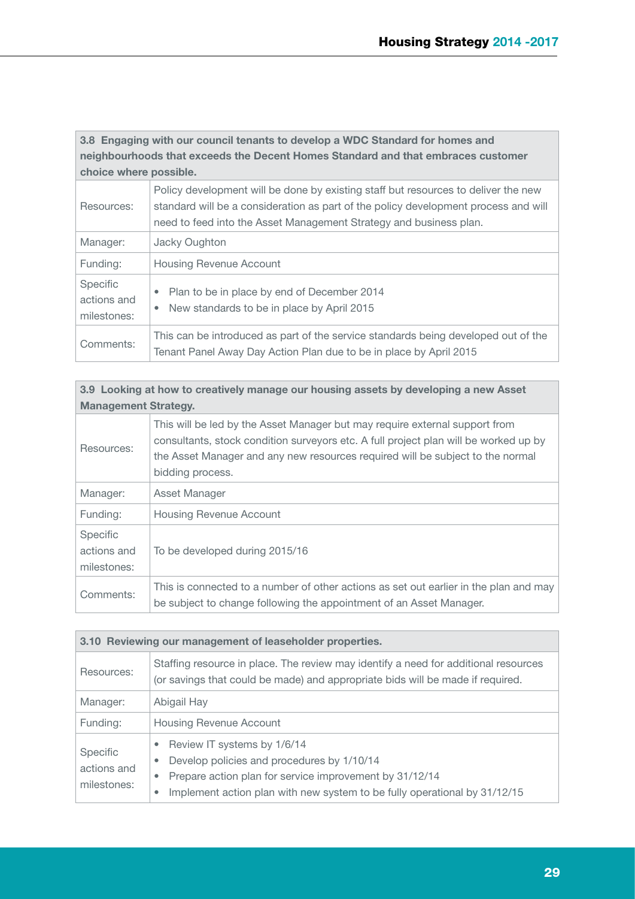| 3.8 Engaging with our council tenants to develop a WDC Standard for homes and neighbourhoods that exceeds the Decent Homes Standard and that embraces customer choice where possible. | |
|---|---|
| Resources: | Policy development will be done by existing staff but resources to deliver the new standard will be a consideration as part of the policy development process and will need to feed into the Asset Management Strategy and business plan. |
| Manager: | Jacky Oughton |
| Funding: | Housing Revenue Account |
| Specific actions and milestones: | • Plan to be in place by end of December 2014<br>• New standards to be in place by April 2015 |
| Comments: | This can be introduced as part of the service standards being developed out of the Tenant Panel Away Day Action Plan due to be in place by April 2015 |

| 3.9 Looking at how to creatively manage our housing assets by developing a new Asset Management Strategy. | |
|---|---|
| Resources: | This will be led by the Asset Manager but may require external support from consultants, stock condition surveyors etc. A full project plan will be worked up by the Asset Manager and any new resources required will be subject to the normal bidding process. |
| Manager: | Asset Manager |
| Funding: | Housing Revenue Account |
| Specific actions and milestones: | To be developed during 2015/16 |
| Comments: | This is connected to a number of other actions as set out earlier in the plan and may be subject to change following the appointment of an Asset Manager. |

| 3.10 Reviewing our management of leaseholder properties. | |
|---|---|
| Resources: | Staffing resource in place. The review may identify a need for additional resources (or savings that could be made) and appropriate bids will be made if required. |
| Manager: | Abigail Hay |
| Funding: | Housing Revenue Account |
| Specific actions and milestones: | • Review IT systems by 1/6/14<br>• Develop policies and procedures by 1/10/14<br>• Prepare action plan for service improvement by 31/12/14<br>• Implement action plan with new system to be fully operational by 31/12/15 |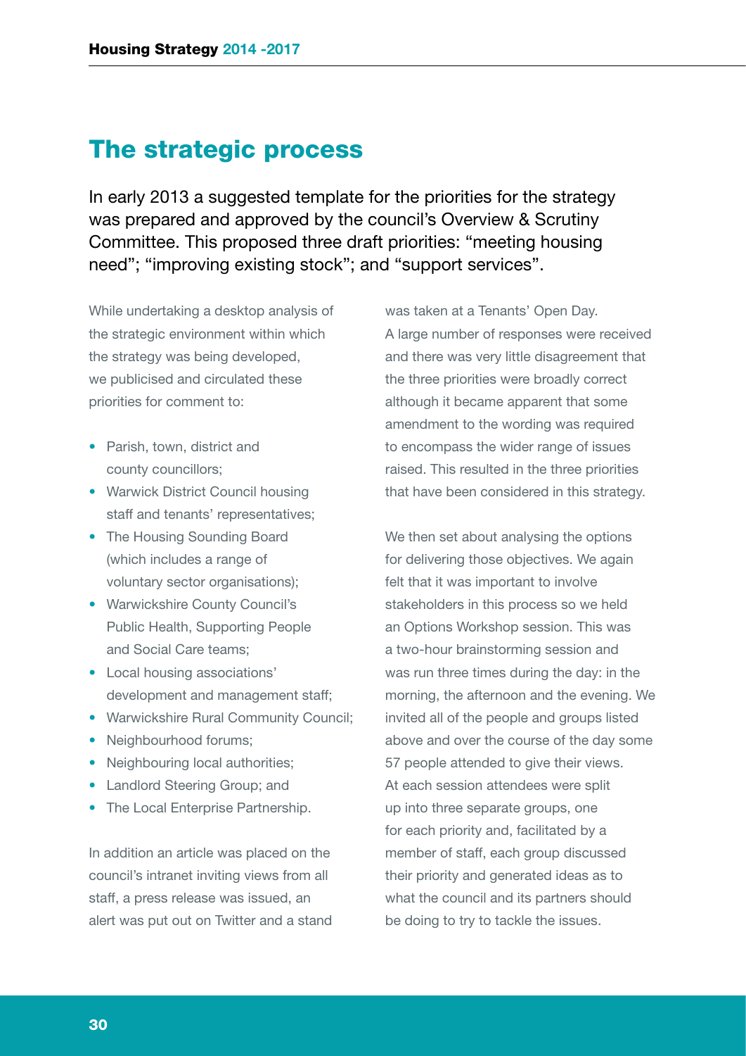## The strategic process

In early 2013 a suggested template for the priorities for the strategy was prepared and approved by the council's Overview & Scrutiny Committee. This proposed three draft priorities: "meeting housing need"; "improving existing stock"; and "support services".

While undertaking a desktop analysis of the strategic environment within which the strategy was being developed, we publicised and circulated these priorities for comment to:

- Parish, town, district and county councillors;
- Warwick District Council housing staff and tenants' representatives;
- The Housing Sounding Board (which includes a range of voluntary sector organisations);
- Warwickshire County Council's Public Health, Supporting People and Social Care teams;
- Local housing associations' development and management staff;
- Warwickshire Rural Community Council;
- Neighbourhood forums;
- Neighbouring local authorities;
- Landlord Steering Group; and
- The Local Enterprise Partnership.

In addition an article was placed on the council's intranet inviting views from all staff, a press release was issued, an alert was put out on Twitter and a stand was taken at a Tenants' Open Day. A large number of responses were received and there was very little disagreement that the three priorities were broadly correct although it became apparent that some amendment to the wording was required to encompass the wider range of issues raised. This resulted in the three priorities that have been considered in this strategy.

We then set about analysing the options for delivering those objectives. We again felt that it was important to involve stakeholders in this process so we held an Options Workshop session. This was a two-hour brainstorming session and was run three times during the day: in the morning, the afternoon and the evening. We invited all of the people and groups listed above and over the course of the day some 57 people attended to give their views. At each session attendees were split up into three separate groups, one for each priority and, facilitated by a member of staff, each group discussed their priority and generated ideas as to what the council and its partners should be doing to try to tackle the issues.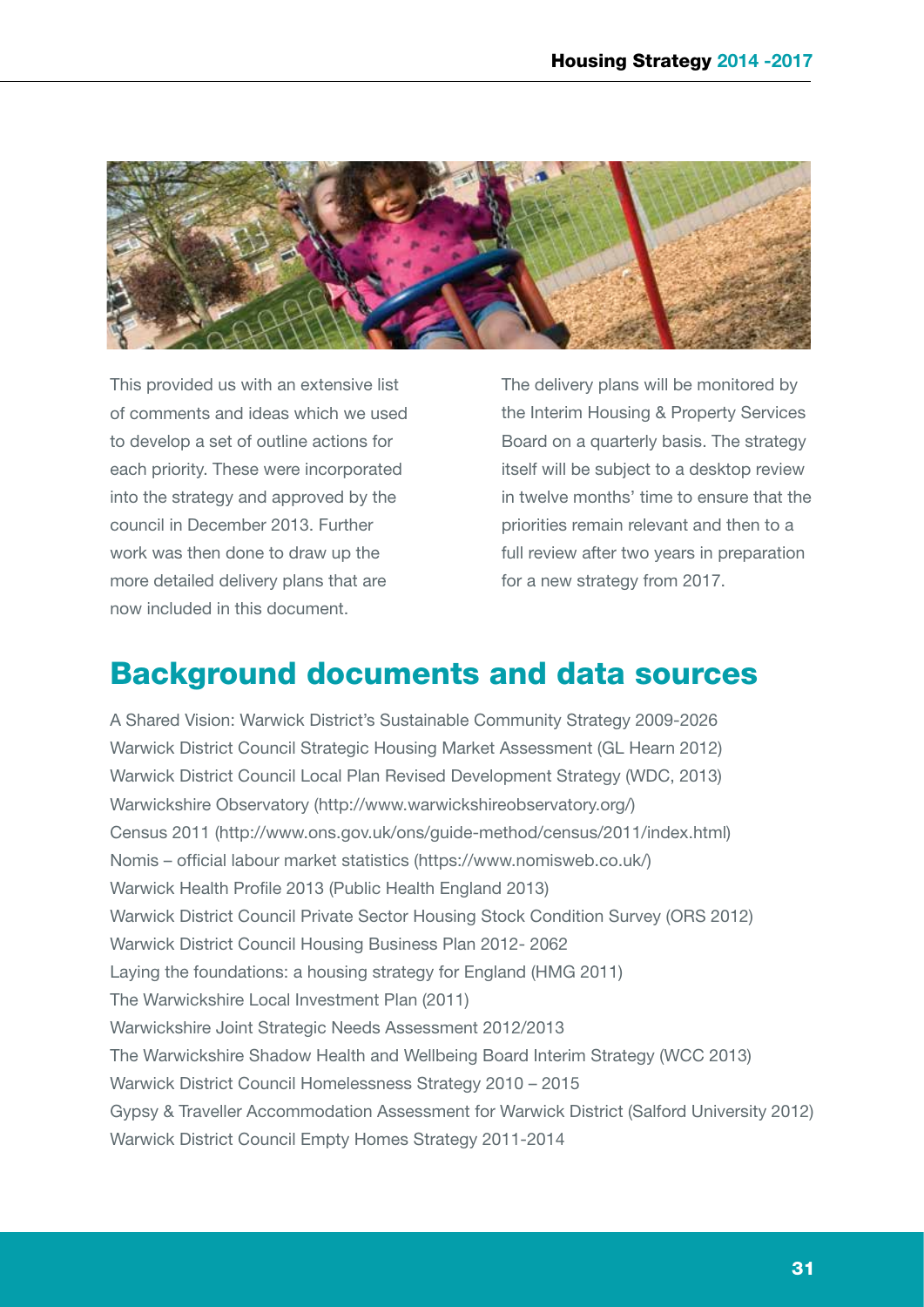This provided us with an extensive list of comments and ideas which we used to develop a set of outline actions for each priority. These were incorporated into the strategy and approved by the council in December 2013. Further work was then done to draw up the more detailed delivery plans that are now included in this document.

The delivery plans will be monitored by the Interim Housing & Property Services Board on a quarterly basis. The strategy itself will be subject to a desktop review in twelve months' time to ensure that the priorities remain relevant and then to a full review after two years in preparation for a new strategy from 2017.

## Background documents and data sources

A Shared Vision: Warwick District's Sustainable Community Strategy 2009-2026
Warwick District Council Strategic Housing Market Assessment (GL Hearn 2012)
Warwick District Council Local Plan Revised Development Strategy (WDC, 2013)
Warwickshire Observatory (http://www.warwickshireobservatory.org/)
Census 2011 (http://www.ons.gov.uk/ons/guide-method/census/2011/index.html)
Nomis – official labour market statistics (https://www.nomisweb.co.uk/)
Warwick Health Profile 2013 (Public Health England 2013)
Warwick District Council Private Sector Housing Stock Condition Survey (ORS 2012)
Warwick District Council Housing Business Plan 2012- 2062
Laying the foundations: a housing strategy for England (HMG 2011)
The Warwickshire Local Investment Plan (2011)
Warwickshire Joint Strategic Needs Assessment 2012/2013
The Warwickshire Shadow Health and Wellbeing Board Interim Strategy (WCC 2013)
Warwick District Council Homelessness Strategy 2010 – 2015
Gypsy & Traveller Accommodation Assessment for Warwick District (Salford University 2012)
Warwick District Council Empty Homes Strategy 2011-2014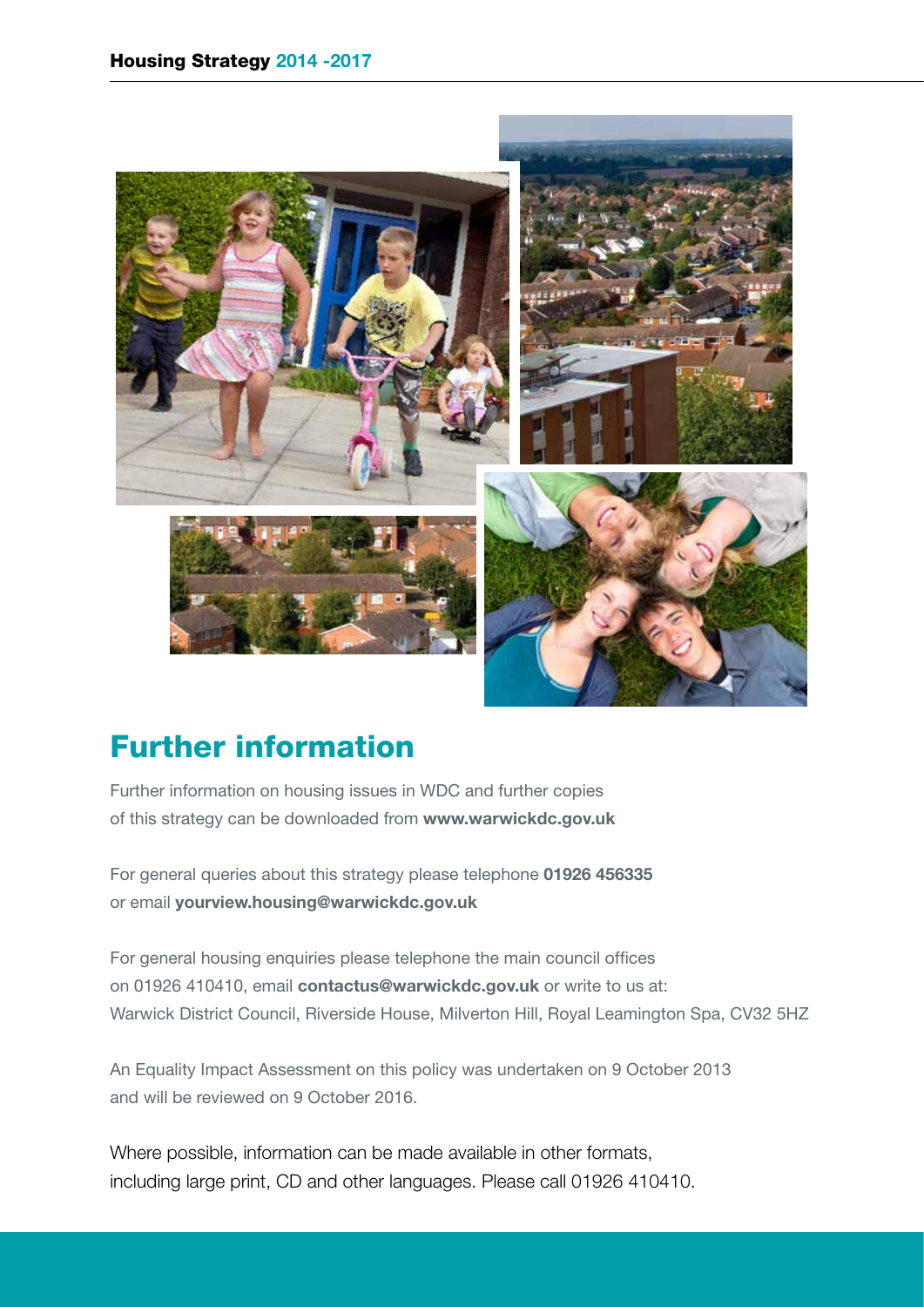# Further information

Further information on housing issues in WDC and further copies of this strategy can be downloaded from **www.warwickdc.gov.uk**

For general queries about this strategy please telephone **01926 456335** or email **yourview.housing@warwickdc.gov.uk**

For general housing enquiries please telephone the main council offices on 01926 410410, email **contactus@warwickdc.gov.uk** or write to us at: Warwick District Council, Riverside House, Milverton Hill, Royal Leamington Spa, CV32 5HZ

An Equality Impact Assessment on this policy was undertaken on 9 October 2013 and will be reviewed on 9 October 2016.

Where possible, information can be made available in other formats, including large print, CD and other languages. Please call 01926 410410.